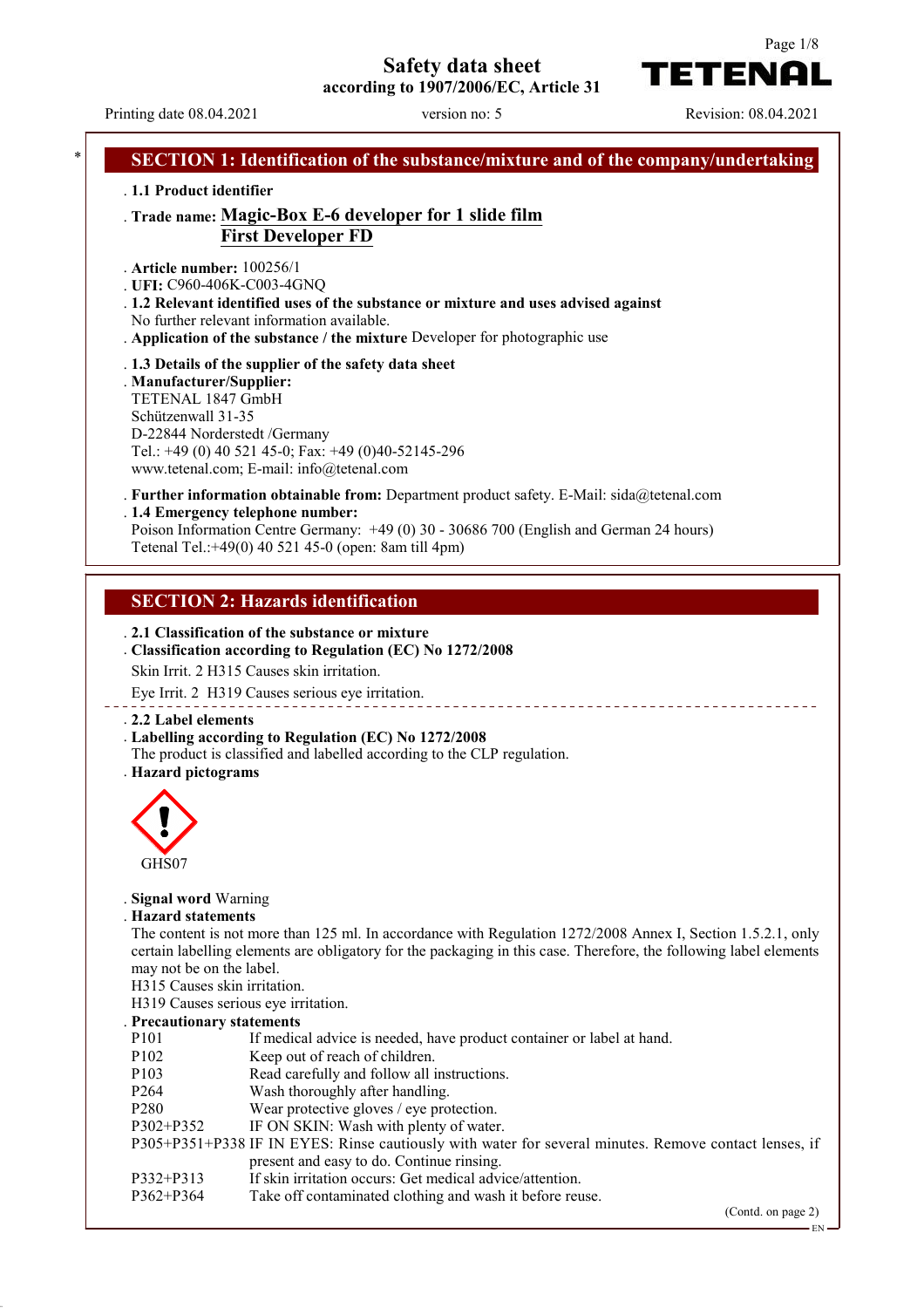# Safety data sheet
**according to 1907/2006/EC, Article 31**

Printing date 08.04.2021 | version no: 5 | Revision: 08.04.2021

## SECTION 1: Identification of the substance/mixture and of the company/undertaking

- **1.1 Product identifier**
- **Trade name: Magic-Box E-6 developer for 1 slide film**
  **First Developer FD**
- **Article number:** 100256/1
- **UFI:** C960-406K-C003-4GNQ
- **1.2 Relevant identified uses of the substance or mixture and uses advised against**
  No further relevant information available.
- **Application of the substance / the mixture** Developer for photographic use
- **1.3 Details of the supplier of the safety data sheet**
- **Manufacturer/Supplier:**
  TETENAL 1847 GmbH
  Schützenwall 31-35
  D-22844 Norderstedt /Germany
  Tel.: +49 (0) 40 521 45-0; Fax: +49 (0)40-52145-296
  www.tetenal.com; E-mail: info@tetenal.com
- **Further information obtainable from:** Department product safety. E-Mail: sida@tetenal.com
- **1.4 Emergency telephone number:**
  Poison Information Centre Germany: +49 (0) 30 - 30686 700 (English and German 24 hours)
  Tetenal Tel.:+49(0) 40 521 45-0 (open: 8am till 4pm)

## SECTION 2: Hazards identification

- **2.1 Classification of the substance or mixture**
- **Classification according to Regulation (EC) No 1272/2008**
  Skin Irrit. 2 H315 Causes skin irritation.
  Eye Irrit. 2 H319 Causes serious eye irritation.
- **2.2 Label elements**
- **Labelling according to Regulation (EC) No 1272/2008**
  The product is classified and labelled according to the CLP regulation.
- **Hazard pictograms**

  GHS07

- **Signal word** Warning
- **Hazard statements**
  The content is not more than 125 ml. In accordance with Regulation 1272/2008 Annex I, Section 1.5.2.1, only certain labelling elements are obligatory for the packaging in this case. Therefore, the following label elements may not be on the label.
  H315 Causes skin irritation.
  H319 Causes serious eye irritation.
- **Precautionary statements**

| | |
|---|---|
| P101 | If medical advice is needed, have product container or label at hand. |
| P102 | Keep out of reach of children. |
| P103 | Read carefully and follow all instructions. |
| P264 | Wash thoroughly after handling. |
| P280 | Wear protective gloves / eye protection. |
| P302+P352 | IF ON SKIN: Wash with plenty of water. |
| P305+P351+P338 | IF IN EYES: Rinse cautiously with water for several minutes. Remove contact lenses, if present and easy to do. Continue rinsing. |
| P332+P313 | If skin irritation occurs: Get medical advice/attention. |
| P362+P364 | Take off contaminated clothing and wash it before reuse. |

(Contd. on page 2)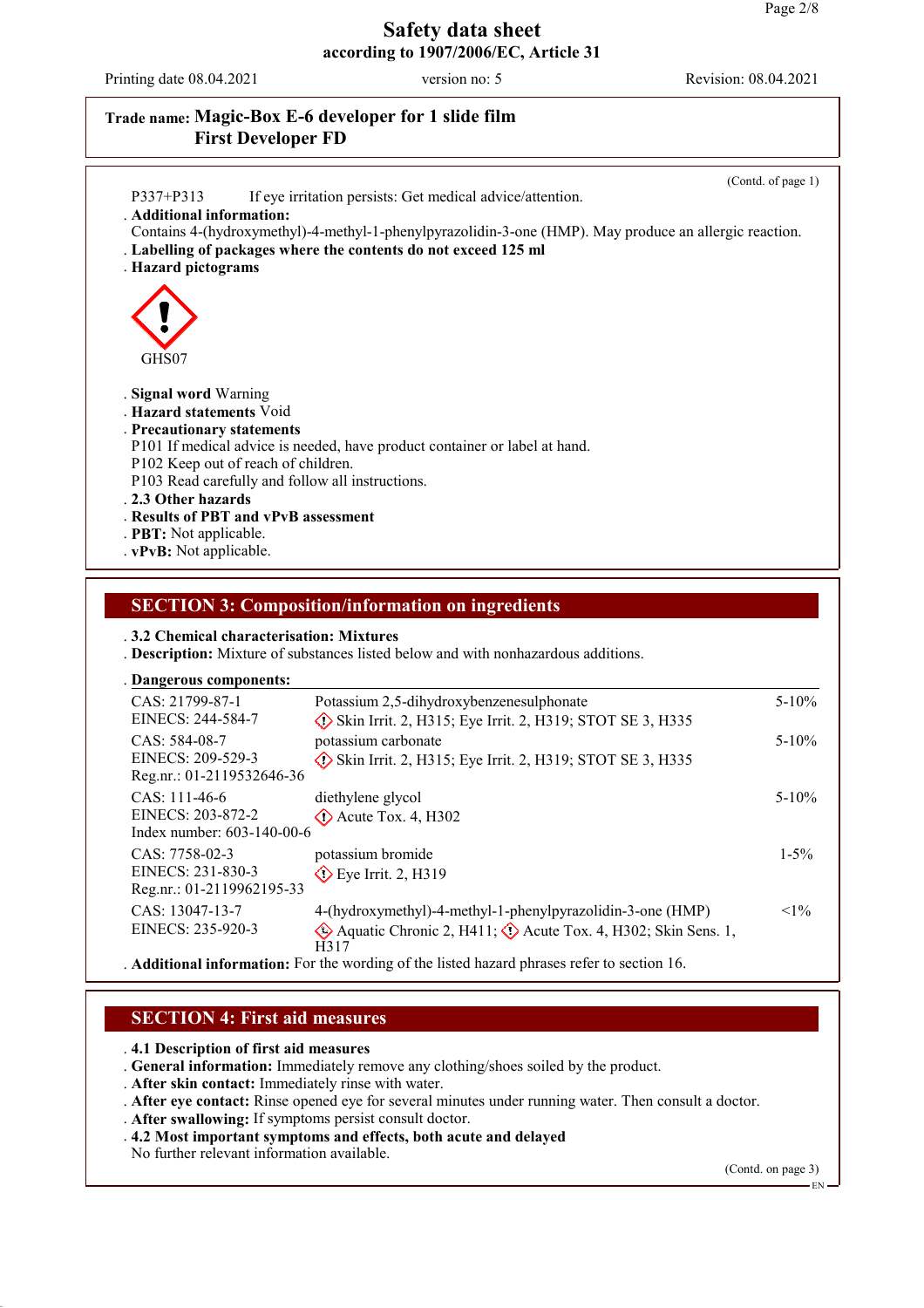(Contd. of page 1)

P337+P313 If eye irritation persists: Get medical advice/attention.

· **Additional information:**
Contains 4-(hydroxymethyl)-4-methyl-1-phenylpyrazolidin-3-one (HMP). May produce an allergic reaction.

· **Labelling of packages where the contents do not exceed 125 ml**

· **Hazard pictograms**

GHS07

· **Signal word** Warning

· **Hazard statements** Void

· **Precautionary statements**
P101 If medical advice is needed, have product container or label at hand.
P102 Keep out of reach of children.
P103 Read carefully and follow all instructions.

· **2.3 Other hazards**

· **Results of PBT and vPvB assessment**

· **PBT:** Not applicable.

· **vPvB:** Not applicable.

## SECTION 3: Composition/information on ingredients

· **3.2 Chemical characterisation: Mixtures**

· **Description:** Mixture of substances listed below and with nonhazardous additions.

· **Dangerous components:**

| Identifiers | Substance / Classification | Concentration |
|---|---|---|
| CAS: 21799-87-1<br>EINECS: 244-584-7 | Potassium 2,5-dihydroxybenzenesulphonate<br>Skin Irrit. 2, H315; Eye Irrit. 2, H319; STOT SE 3, H335 | 5-10% |
| CAS: 584-08-7<br>EINECS: 209-529-3<br>Reg.nr.: 01-2119532646-36 | potassium carbonate<br>Skin Irrit. 2, H315; Eye Irrit. 2, H319; STOT SE 3, H335 | 5-10% |
| CAS: 111-46-6<br>EINECS: 203-872-2<br>Index number: 603-140-00-6 | diethylene glycol<br>Acute Tox. 4, H302 | 5-10% |
| CAS: 7758-02-3<br>EINECS: 231-830-3<br>Reg.nr.: 01-2119962195-33 | potassium bromide<br>Eye Irrit. 2, H319 | 1-5% |
| CAS: 13047-13-7<br>EINECS: 235-920-3 | 4-(hydroxymethyl)-4-methyl-1-phenylpyrazolidin-3-one (HMP)<br>Aquatic Chronic 2, H411; Acute Tox. 4, H302; Skin Sens. 1, H317 | <1% |

· **Additional information:** For the wording of the listed hazard phrases refer to section 16.

## SECTION 4: First aid measures

· **4.1 Description of first aid measures**

· **General information:** Immediately remove any clothing/shoes soiled by the product.

· **After skin contact:** Immediately rinse with water.

· **After eye contact:** Rinse opened eye for several minutes under running water. Then consult a doctor.

· **After swallowing:** If symptoms persist consult doctor.

· **4.2 Most important symptoms and effects, both acute and delayed**
No further relevant information available.

(Contd. on page 3)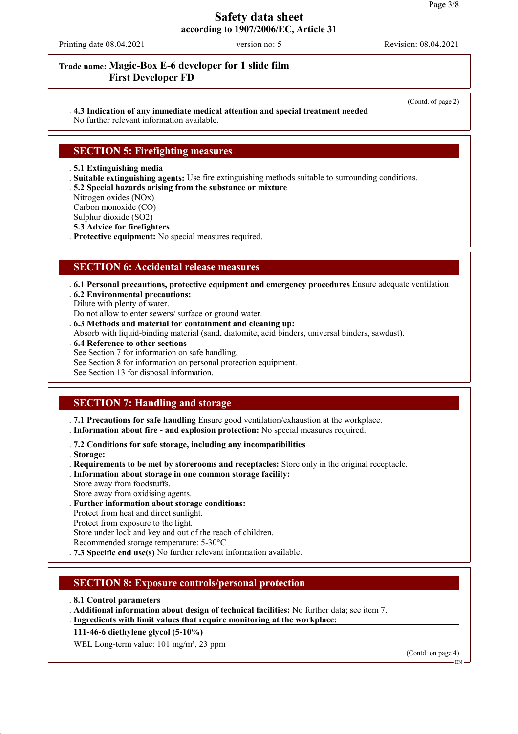Safety data sheet
according to 1907/2006/EC, Article 31

Printing date 08.04.2021 | version no: 5 | Revision: 08.04.2021

**Trade name: Magic-Box E-6 developer for 1 slide film First Developer FD**

(Contd. of page 2)

· **4.3 Indication of any immediate medical attention and special treatment needed**
No further relevant information available.

## SECTION 5: Firefighting measures

· **5.1 Extinguishing media**
· **Suitable extinguishing agents:** Use fire extinguishing methods suitable to surrounding conditions.
· **5.2 Special hazards arising from the substance or mixture**
Nitrogen oxides (NOx)
Carbon monoxide (CO)
Sulphur dioxide ($SO_2$)
· **5.3 Advice for firefighters**
· **Protective equipment:** No special measures required.

## SECTION 6: Accidental release measures

· **6.1 Personal precautions, protective equipment and emergency procedures** Ensure adequate ventilation
· **6.2 Environmental precautions:**
Dilute with plenty of water.
Do not allow to enter sewers/ surface or ground water.
· **6.3 Methods and material for containment and cleaning up:**
Absorb with liquid-binding material (sand, diatomite, acid binders, universal binders, sawdust).
· **6.4 Reference to other sections**
See Section 7 for information on safe handling.
See Section 8 for information on personal protection equipment.
See Section 13 for disposal information.

## SECTION 7: Handling and storage

· **7.1 Precautions for safe handling** Ensure good ventilation/exhaustion at the workplace.
· **Information about fire - and explosion protection:** No special measures required.

· **7.2 Conditions for safe storage, including any incompatibilities**
· **Storage:**
· **Requirements to be met by storerooms and receptacles:** Store only in the original receptacle.
· **Information about storage in one common storage facility:**
Store away from foodstuffs.
Store away from oxidising agents.
· **Further information about storage conditions:**
Protect from heat and direct sunlight.
Protect from exposure to the light.
Store under lock and key and out of the reach of children.
Recommended storage temperature: 5-30°C
· **7.3 Specific end use(s)** No further relevant information available.

## SECTION 8: Exposure controls/personal protection

· **8.1 Control parameters**
· **Additional information about design of technical facilities:** No further data; see item 7.
· **Ingredients with limit values that require monitoring at the workplace:**

**111-46-6 diethylene glycol (5-10%)**

WEL Long-term value: 101 mg/m³, 23 ppm

(Contd. on page 4)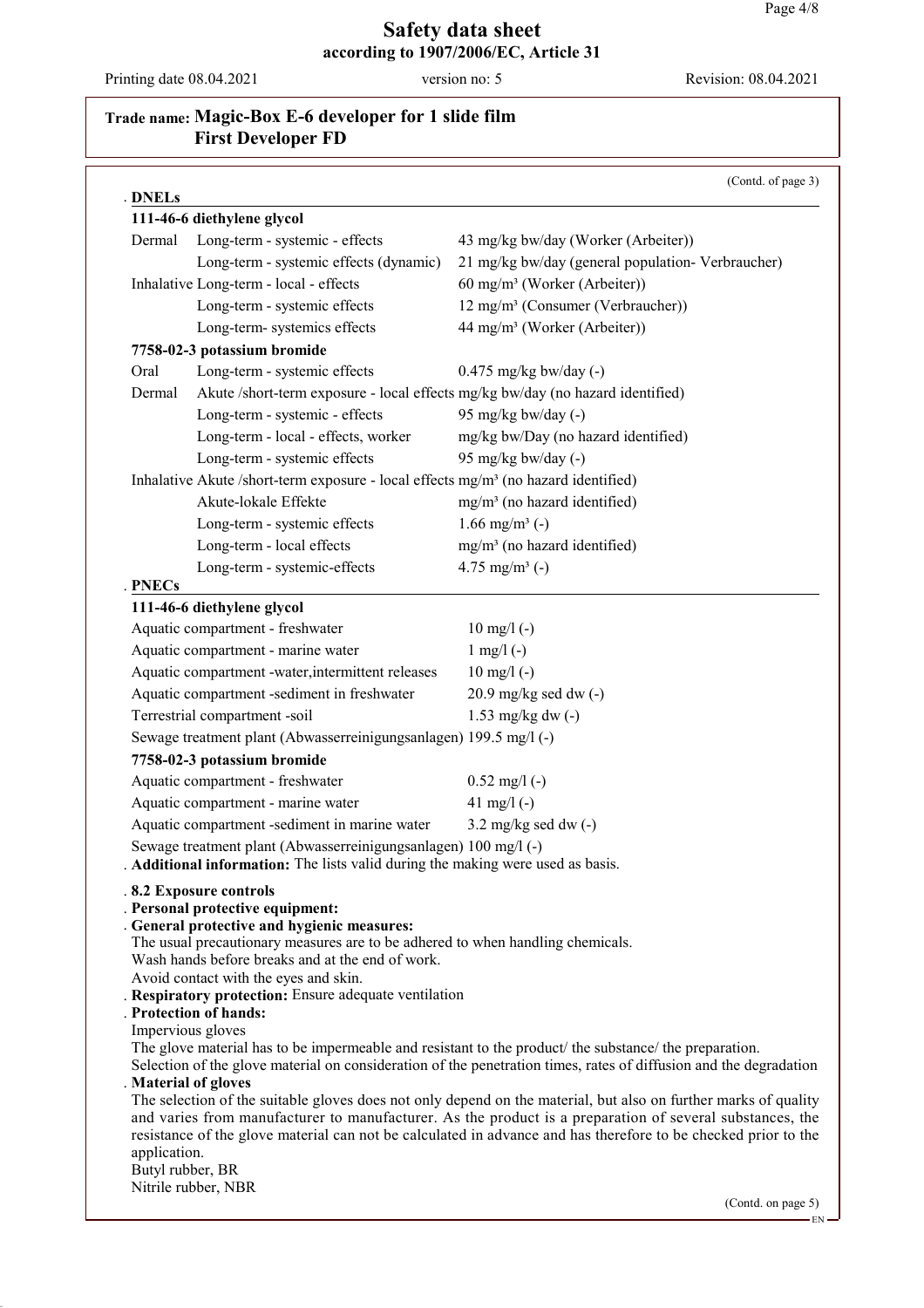**Trade name: Magic-Box E-6 developer for 1 slide film First Developer FD**

(Contd. of page 3)

**· DNELs**

| | | |
|---|---|---|
| **111-46-6 diethylene glycol** | | |
| Dermal | Long-term - systemic - effects | 43 mg/kg bw/day (Worker (Arbeiter)) |
| | Long-term - systemic effects (dynamic) | 21 mg/kg bw/day (general population- Verbraucher) |
| Inhalative | Long-term - local - effects | 60 mg/m³ (Worker (Arbeiter)) |
| | Long-term - systemic effects | 12 mg/m³ (Consumer (Verbraucher)) |
| | Long-term- systemics effects | 44 mg/m³ (Worker (Arbeiter)) |
| **7758-02-3 potassium bromide** | | |
| Oral | Long-term - systemic effects | 0.475 mg/kg bw/day (-) |
| Dermal | Akute /short-term exposure - local effects | mg/kg bw/day (no hazard identified) |
| | Long-term - systemic - effects | 95 mg/kg bw/day (-) |
| | Long-term - local - effects, worker | mg/kg bw/Day (no hazard identified) |
| | Long-term - systemic effects | 95 mg/kg bw/day (-) |
| Inhalative | Akute /short-term exposure - local effects | mg/m³ (no hazard identified) |
| | Akute-lokale Effekte | mg/m³ (no hazard identified) |
| | Long-term - systemic effects | 1.66 mg/m³ (-) |
| | Long-term - local effects | mg/m³ (no hazard identified) |
| | Long-term - systemic-effects | 4.75 mg/m³ (-) |

**· PNECs**

| | |
|---|---|
| **111-46-6 diethylene glycol** | |
| Aquatic compartment - freshwater | 10 mg/l (-) |
| Aquatic compartment - marine water | 1 mg/l (-) |
| Aquatic compartment -water,intermittent releases | 10 mg/l (-) |
| Aquatic compartment -sediment in freshwater | 20.9 mg/kg sed dw (-) |
| Terrestrial compartment -soil | 1.53 mg/kg dw (-) |
| Sewage treatment plant (Abwasserreinigungsanlagen) | 199.5 mg/l (-) |
| **7758-02-3 potassium bromide** | |
| Aquatic compartment - freshwater | 0.52 mg/l (-) |
| Aquatic compartment - marine water | 41 mg/l (-) |
| Aquatic compartment -sediment in marine water | 3.2 mg/kg sed dw (-) |
| Sewage treatment plant (Abwasserreinigungsanlagen) | 100 mg/l (-) |

**· Additional information:** The lists valid during the making were used as basis.

**· 8.2 Exposure controls**

**· Personal protective equipment:**

**· General protective and hygienic measures:**

The usual precautionary measures are to be adhered to when handling chemicals.
Wash hands before breaks and at the end of work.
Avoid contact with the eyes and skin.

**· Respiratory protection:** Ensure adequate ventilation

**· Protection of hands:**

Impervious gloves

The glove material has to be impermeable and resistant to the product/ the substance/ the preparation.
Selection of the glove material on consideration of the penetration times, rates of diffusion and the degradation

**· Material of gloves**

The selection of the suitable gloves does not only depend on the material, but also on further marks of quality and varies from manufacturer to manufacturer. As the product is a preparation of several substances, the resistance of the glove material can not be calculated in advance and has therefore to be checked prior to the application.

Butyl rubber, BR
Nitrile rubber, NBR

(Contd. on page 5)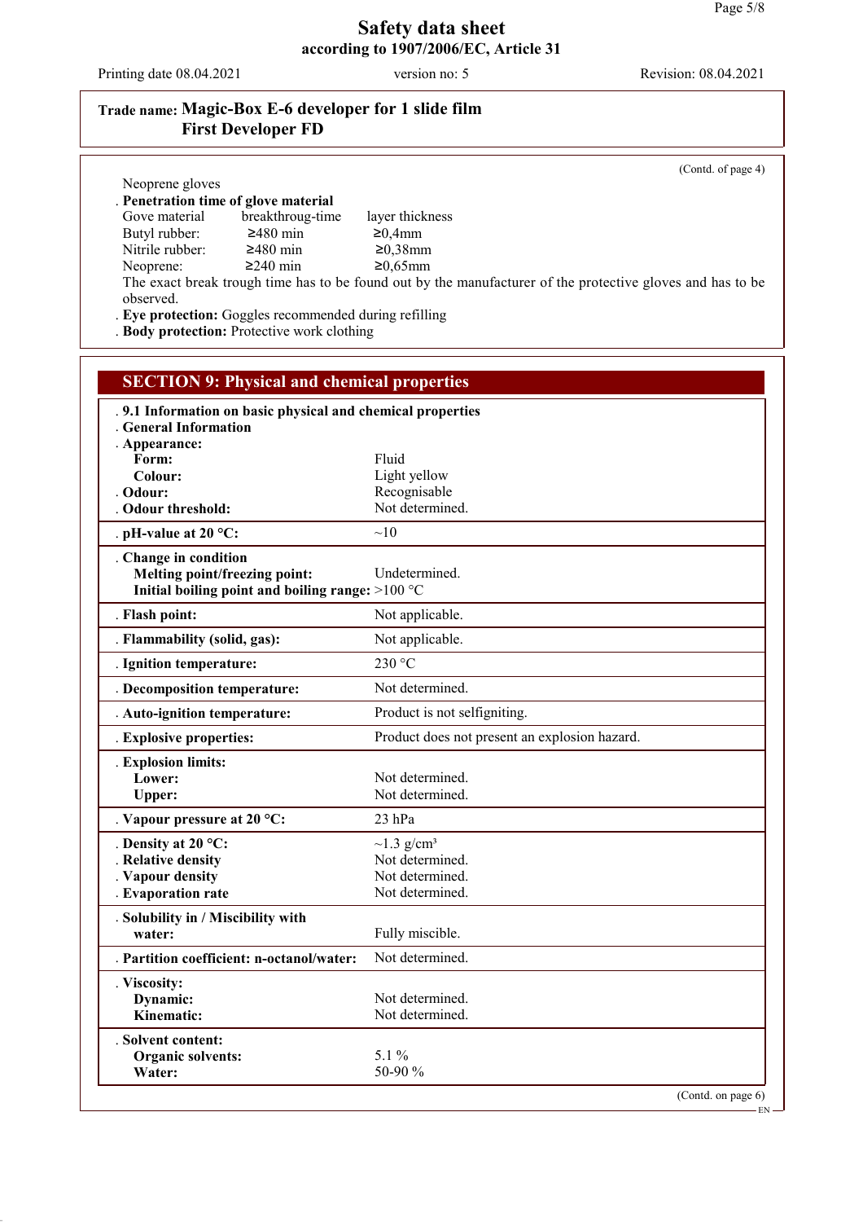**Trade name: Magic-Box E-6 developer for 1 slide film First Developer FD**

(Contd. of page 4)

Neoprene gloves

**Penetration time of glove material**

| Gove material | breakthroug-time | layer thickness |
|---|---|---|
| Butyl rubber: | ≥480 min | ≥0,4mm |
| Nitrile rubber: | ≥480 min | ≥0,38mm |
| Neoprene: | ≥240 min | ≥0,65mm |

The exact break trough time has to be found out by the manufacturer of the protective gloves and has to be observed.

**Eye protection:** Goggles recommended during refilling

**Body protection:** Protective work clothing

## SECTION 9: Physical and chemical properties

**9.1 Information on basic physical and chemical properties**

**General Information**

**Appearance:**

| | |
|---|---|
| **Form:** | Fluid |
| **Colour:** | Light yellow |
| **Odour:** | Recognisable |
| **Odour threshold:** | Not determined. |
| **pH-value at 20 °C:** | ~10 |
| **Change in condition** | |
| **Melting point/freezing point:** | Undetermined. |
| **Initial boiling point and boiling range:** | >100 °C |
| **Flash point:** | Not applicable. |
| **Flammability (solid, gas):** | Not applicable. |
| **Ignition temperature:** | 230 °C |
| **Decomposition temperature:** | Not determined. |
| **Auto-ignition temperature:** | Product is not selfigniting. |
| **Explosive properties:** | Product does not present an explosion hazard. |
| **Explosion limits:** | |
| **Lower:** | Not determined. |
| **Upper:** | Not determined. |
| **Vapour pressure at 20 °C:** | 23 hPa |
| **Density at 20 °C:** | ~1.3 g/cm³ |
| **Relative density** | Not determined. |
| **Vapour density** | Not determined. |
| **Evaporation rate** | Not determined. |
| **Solubility in / Miscibility with water:** | Fully miscible. |
| **Partition coefficient: n-octanol/water:** | Not determined. |
| **Viscosity:** | |
| **Dynamic:** | Not determined. |
| **Kinematic:** | Not determined. |
| **Solvent content:** | |
| **Organic solvents:** | 5.1 % |
| **Water:** | 50-90 % |

(Contd. on page 6)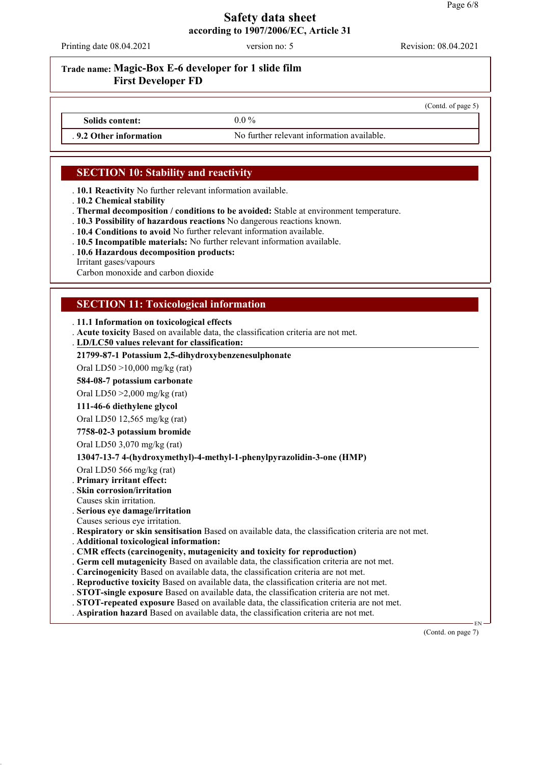Safety data sheet
according to 1907/2006/EC, Article 31

Printing date 08.04.2021 version no: 5 Revision: 08.04.2021

**Trade name: Magic-Box E-6 developer for 1 slide film First Developer FD**

(Contd. of page 5)

| | |
|---|---|
| **Solids content:** | 0.0 % |
| . **9.2 Other information** | No further relevant information available. |

## SECTION 10: Stability and reactivity

. **10.1 Reactivity** No further relevant information available.
. **10.2 Chemical stability**
. **Thermal decomposition / conditions to be avoided:** Stable at environment temperature.
. **10.3 Possibility of hazardous reactions** No dangerous reactions known.
. **10.4 Conditions to avoid** No further relevant information available.
. **10.5 Incompatible materials:** No further relevant information available.
. **10.6 Hazardous decomposition products:**
Irritant gases/vapours
Carbon monoxide and carbon dioxide

## SECTION 11: Toxicological information

. **11.1 Information on toxicological effects**
. **Acute toxicity** Based on available data, the classification criteria are not met.
. **LD/LC50 values relevant for classification:**

**21799-87-1 Potassium 2,5-dihydroxybenzenesulphonate**
Oral LD50 >10,000 mg/kg (rat)

**584-08-7 potassium carbonate**
Oral LD50 >2,000 mg/kg (rat)

**111-46-6 diethylene glycol**
Oral LD50 12,565 mg/kg (rat)

**7758-02-3 potassium bromide**
Oral LD50 3,070 mg/kg (rat)

**13047-13-7 4-(hydroxymethyl)-4-methyl-1-phenylpyrazolidin-3-one (HMP)**
Oral LD50 566 mg/kg (rat)

. **Primary irritant effect:**
. **Skin corrosion/irritation**
Causes skin irritation.
. **Serious eye damage/irritation**
Causes serious eye irritation.
. **Respiratory or skin sensitisation** Based on available data, the classification criteria are not met.
. **Additional toxicological information:**
. **CMR effects (carcinogenity, mutagenicity and toxicity for reproduction)**
. **Germ cell mutagenicity** Based on available data, the classification criteria are not met.
. **Carcinogenicity** Based on available data, the classification criteria are not met.
. **Reproductive toxicity** Based on available data, the classification criteria are not met.
. **STOT-single exposure** Based on available data, the classification criteria are not met.
. **STOT-repeated exposure** Based on available data, the classification criteria are not met.
. **Aspiration hazard** Based on available data, the classification criteria are not met.

(Contd. on page 7)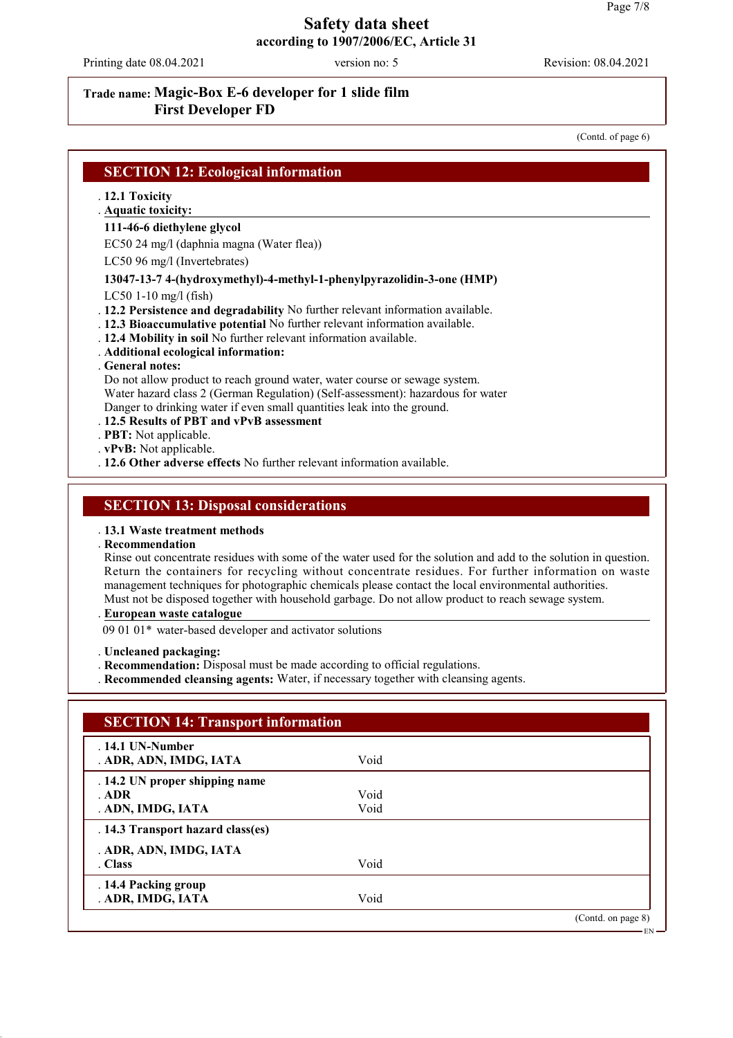**Trade name: Magic-Box E-6 developer for 1 slide film**
**First Developer FD**

(Contd. of page 6)

## SECTION 12: Ecological information

- **12.1 Toxicity**
- **Aquatic toxicity:**

**111-46-6 diethylene glycol**

EC50 24 mg/l (daphnia magna (Water flea))

LC50 96 mg/l (Invertebrates)

**13047-13-7 4-(hydroxymethyl)-4-methyl-1-phenylpyrazolidin-3-one (HMP)**

LC50 1-10 mg/l (fish)

- **12.2 Persistence and degradability** No further relevant information available.
- **12.3 Bioaccumulative potential** No further relevant information available.
- **12.4 Mobility in soil** No further relevant information available.
- **Additional ecological information:**
- **General notes:**
  Do not allow product to reach ground water, water course or sewage system.
  Water hazard class 2 (German Regulation) (Self-assessment): hazardous for water
  Danger to drinking water if even small quantities leak into the ground.
- **12.5 Results of PBT and vPvB assessment**
- **PBT:** Not applicable.
- **vPvB:** Not applicable.
- **12.6 Other adverse effects** No further relevant information available.

## SECTION 13: Disposal considerations

- **13.1 Waste treatment methods**
- **Recommendation**
  Rinse out concentrate residues with some of the water used for the solution and add to the solution in question. Return the containers for recycling without concentrate residues. For further information on waste management techniques for photographic chemicals please contact the local environmental authorities.
  Must not be disposed together with household garbage. Do not allow product to reach sewage system.
- **European waste catalogue**

09 01 01* water-based developer and activator solutions

- **Uncleaned packaging:**
- **Recommendation:** Disposal must be made according to official regulations.
- **Recommended cleansing agents:** Water, if necessary together with cleansing agents.

## SECTION 14: Transport information

| | |
|---|---|
| **14.1 UN-Number** | |
| **ADR, ADN, IMDG, IATA** | Void |
| **14.2 UN proper shipping name** | |
| **ADR** | Void |
| **ADN, IMDG, IATA** | Void |
| **14.3 Transport hazard class(es)** | |
| **ADR, ADN, IMDG, IATA** | |
| **Class** | Void |
| **14.4 Packing group** | |
| **ADR, IMDG, IATA** | Void |

(Contd. on page 8)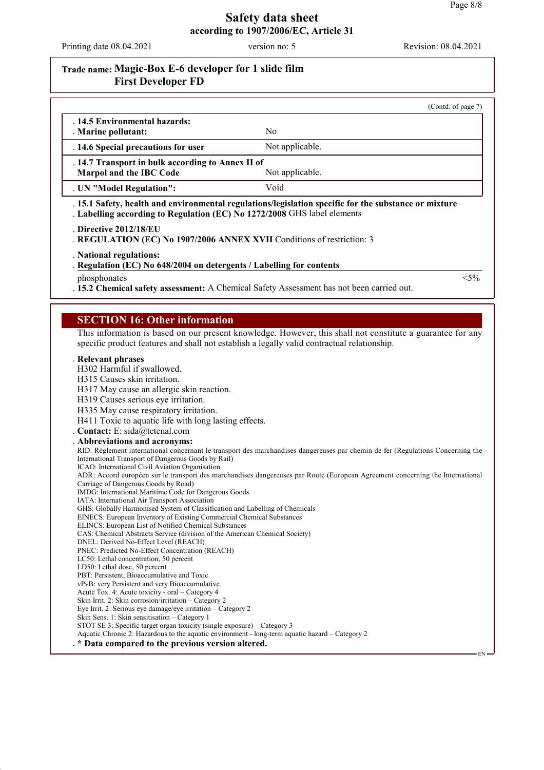# Safety data sheet
## according to 1907/2006/EC, Article 31

Printing date 08.04.2021 | version no: 5 | Revision: 08.04.2021

**Trade name: Magic-Box E-6 developer for 1 slide film First Developer FD**

(Contd. of page 7)

| | |
|---|---|
| . **14.5 Environmental hazards:** | |
| . **Marine pollutant:** | No |
| . **14.6 Special precautions for user** | Not applicable. |
| . **14.7 Transport in bulk according to Annex II of Marpol and the IBC Code** | Not applicable. |
| . **UN "Model Regulation":** | Void |

. **15.1 Safety, health and environmental regulations/legislation specific for the substance or mixture**
. **Labelling according to Regulation (EC) No 1272/2008** GHS label elements

. **Directive 2012/18/EU**
. **REGULATION (EC) No 1907/2006 ANNEX XVII** Conditions of restriction: 3

. **National regulations:**
. **Regulation (EC) No 648/2004 on detergents / Labelling for contents**

| | |
|---|---|
| phosphonates | <5% |

. **15.2 Chemical safety assessment:** A Chemical Safety Assessment has not been carried out.

## SECTION 16: Other information

This information is based on our present knowledge. However, this shall not constitute a guarantee for any specific product features and shall not establish a legally valid contractual relationship.

. **Relevant phrases**
H302 Harmful if swallowed.
H315 Causes skin irritation.
H317 May cause an allergic skin reaction.
H319 Causes serious eye irritation.
H335 May cause respiratory irritation.
H411 Toxic to aquatic life with long lasting effects.

. **Contact:** E: sida@tetenal.com

. **Abbreviations and acronyms:**
RID: Règlement international concernant le transport des marchandises dangereuses par chemin de fer (Regulations Concerning the International Transport of Dangerous Goods by Rail)
ICAO: International Civil Aviation Organisation
ADR: Accord européen sur le transport des marchandises dangereuses par Route (European Agreement concerning the International Carriage of Dangerous Goods by Road)
IMDG: International Maritime Code for Dangerous Goods
IATA: International Air Transport Association
GHS: Globally Harmonised System of Classification and Labelling of Chemicals
EINECS: European Inventory of Existing Commercial Chemical Substances
ELINCS: European List of Notified Chemical Substances
CAS: Chemical Abstracts Service (division of the American Chemical Society)
DNEL: Derived No-Effect Level (REACH)
PNEC: Predicted No-Effect Concentration (REACH)
LC50: Lethal concentration, 50 percent
LD50: Lethal dose, 50 percent
PBT: Persistent, Bioaccumulative and Toxic
vPvB: very Persistent and very Bioaccumulative
Acute Tox. 4: Acute toxicity - oral – Category 4
Skin Irrit. 2: Skin corrosion/irritation – Category 2
Eye Irrit. 2: Serious eye damage/eye irritation – Category 2
Skin Sens. 1: Skin sensitisation – Category 1
STOT SE 3: Specific target organ toxicity (single exposure) – Category 3
Aquatic Chronic 2: Hazardous to the aquatic environment - long-term aquatic hazard – Category 2

. **\* Data compared to the previous version altered.**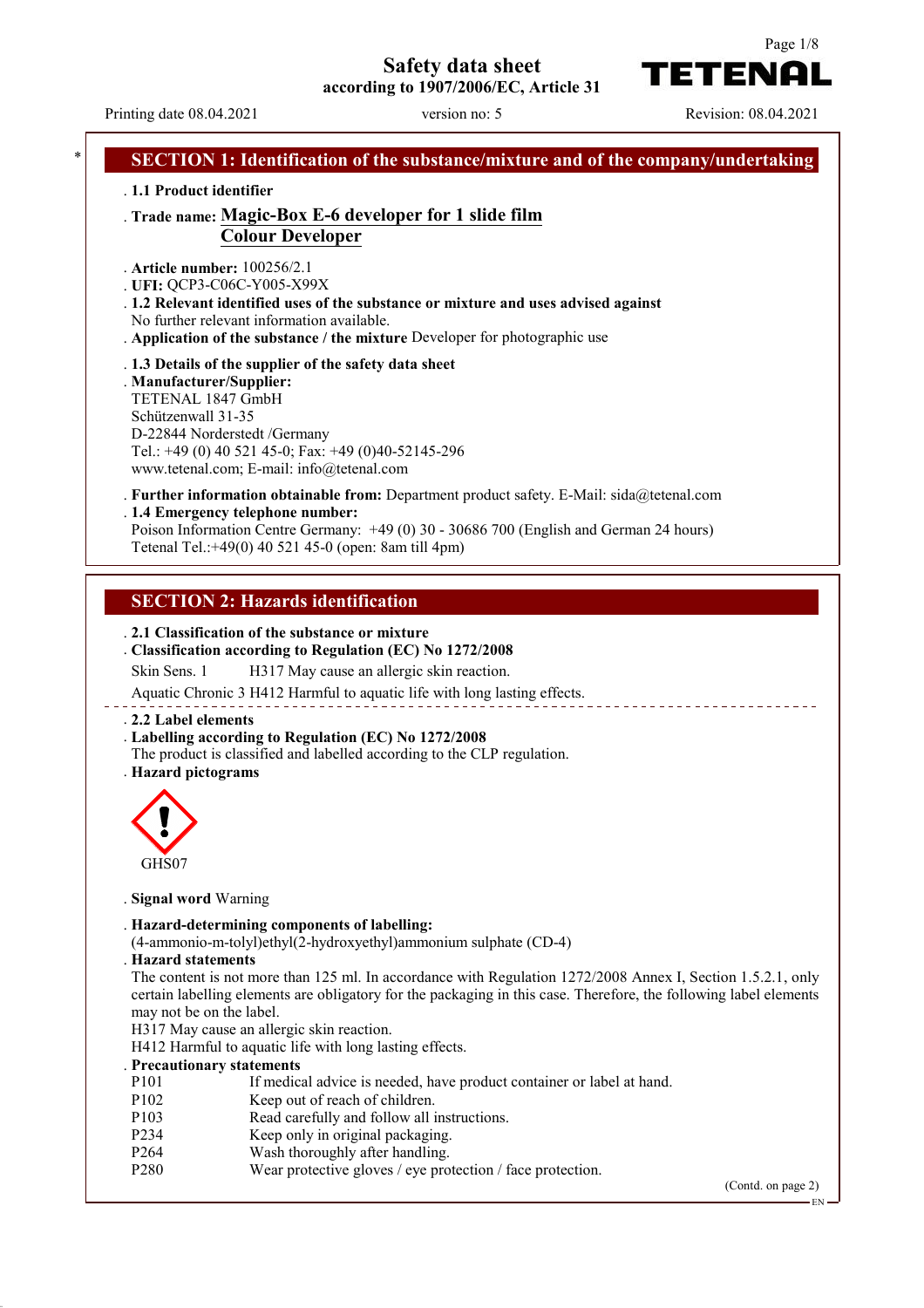# Safety data sheet

according to 1907/2006/EC, Article 31

Printing date 08.04.2021 | version no: 5 | Revision: 08.04.2021

## * SECTION 1: Identification of the substance/mixture and of the company/undertaking

- **1.1 Product identifier**
- **Trade name: Magic-Box E-6 developer for 1 slide film**
  **Colour Developer**
- **Article number:** 100256/2.1
- **UFI:** QCP3-C06C-Y005-X99X
- **1.2 Relevant identified uses of the substance or mixture and uses advised against**
  No further relevant information available.
- **Application of the substance / the mixture** Developer for photographic use
- **1.3 Details of the supplier of the safety data sheet**
- **Manufacturer/Supplier:**
  TETENAL 1847 GmbH
  Schützenwall 31-35
  D-22844 Norderstedt /Germany
  Tel.: +49 (0) 40 521 45-0; Fax: +49 (0)40-52145-296
  www.tetenal.com; E-mail: info@tetenal.com
- **Further information obtainable from:** Department product safety. E-Mail: sida@tetenal.com
- **1.4 Emergency telephone number:**
  Poison Information Centre Germany: +49 (0) 30 - 30686 700 (English and German 24 hours)
  Tetenal Tel.:+49(0) 40 521 45-0 (open: 8am till 4pm)

## SECTION 2: Hazards identification

- **2.1 Classification of the substance or mixture**
- **Classification according to Regulation (EC) No 1272/2008**

  Skin Sens. 1 H317 May cause an allergic skin reaction.

  Aquatic Chronic 3 H412 Harmful to aquatic life with long lasting effects.

- **2.2 Label elements**
- **Labelling according to Regulation (EC) No 1272/2008**
  The product is classified and labelled according to the CLP regulation.
- **Hazard pictograms**

  GHS07

- **Signal word** Warning
- **Hazard-determining components of labelling:**
  (4-ammonio-m-tolyl)ethyl(2-hydroxyethyl)ammonium sulphate (CD-4)
- **Hazard statements**
  The content is not more than 125 ml. In accordance with Regulation 1272/2008 Annex I, Section 1.5.2.1, only certain labelling elements are obligatory for the packaging in this case. Therefore, the following label elements may not be on the label.
  H317 May cause an allergic skin reaction.
  H412 Harmful to aquatic life with long lasting effects.
- **Precautionary statements**

| | |
|---|---|
| P101 | If medical advice is needed, have product container or label at hand. |
| P102 | Keep out of reach of children. |
| P103 | Read carefully and follow all instructions. |
| P234 | Keep only in original packaging. |
| P264 | Wash thoroughly after handling. |
| P280 | Wear protective gloves / eye protection / face protection. |

(Contd. on page 2)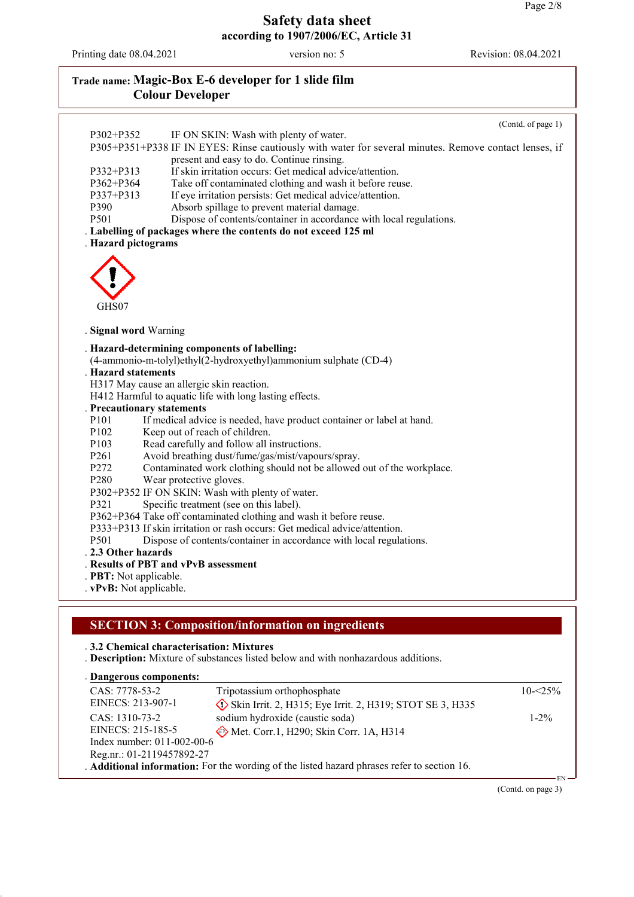## Safety data sheet
**according to 1907/2006/EC, Article 31**

Printing date 08.04.2021 | version no: 5 | Revision: 08.04.2021

**Trade name: Magic-Box E-6 developer for 1 slide film Colour Developer**

(Contd. of page 1)

P302+P352 IF ON SKIN: Wash with plenty of water.
P305+P351+P338 IF IN EYES: Rinse cautiously with water for several minutes. Remove contact lenses, if present and easy to do. Continue rinsing.
P332+P313 If skin irritation occurs: Get medical advice/attention.
P362+P364 Take off contaminated clothing and wash it before reuse.
P337+P313 If eye irritation persists: Get medical advice/attention.
P390 Absorb spillage to prevent material damage.
P501 Dispose of contents/container in accordance with local regulations.

· **Labelling of packages where the contents do not exceed 125 ml**
· **Hazard pictograms**

GHS07

· **Signal word** Warning

· **Hazard-determining components of labelling:**
(4-ammonio-m-tolyl)ethyl(2-hydroxyethyl)ammonium sulphate (CD-4)
· **Hazard statements**
H317 May cause an allergic skin reaction.
H412 Harmful to aquatic life with long lasting effects.
· **Precautionary statements**
P101 If medical advice is needed, have product container or label at hand.
P102 Keep out of reach of children.
P103 Read carefully and follow all instructions.
P261 Avoid breathing dust/fume/gas/mist/vapours/spray.
P272 Contaminated work clothing should not be allowed out of the workplace.
P280 Wear protective gloves.
P302+P352 IF ON SKIN: Wash with plenty of water.
P321 Specific treatment (see on this label).
P362+P364 Take off contaminated clothing and wash it before reuse.
P333+P313 If skin irritation or rash occurs: Get medical advice/attention.
P501 Dispose of contents/container in accordance with local regulations.
· **2.3 Other hazards**
· **Results of PBT and vPvB assessment**
· **PBT:** Not applicable.
· **vPvB:** Not applicable.

## SECTION 3: Composition/information on ingredients

· **3.2 Chemical characterisation: Mixtures**
· **Description:** Mixture of substances listed below and with nonhazardous additions.

· **Dangerous components:**

| | | |
|---|---|---|
| CAS: 7778-53-2<br>EINECS: 213-907-1 | Tripotassium orthophosphate<br>Skin Irrit. 2, H315; Eye Irrit. 2, H319; STOT SE 3, H335 | 10-<25% |
| CAS: 1310-73-2<br>EINECS: 215-185-5<br>Index number: 011-002-00-6<br>Reg.nr.: 01-2119457892-27 | sodium hydroxide (caustic soda)<br>Met. Corr.1, H290; Skin Corr. 1A, H314 | 1-2% |

· **Additional information:** For the wording of the listed hazard phrases refer to section 16.

(Contd. on page 3)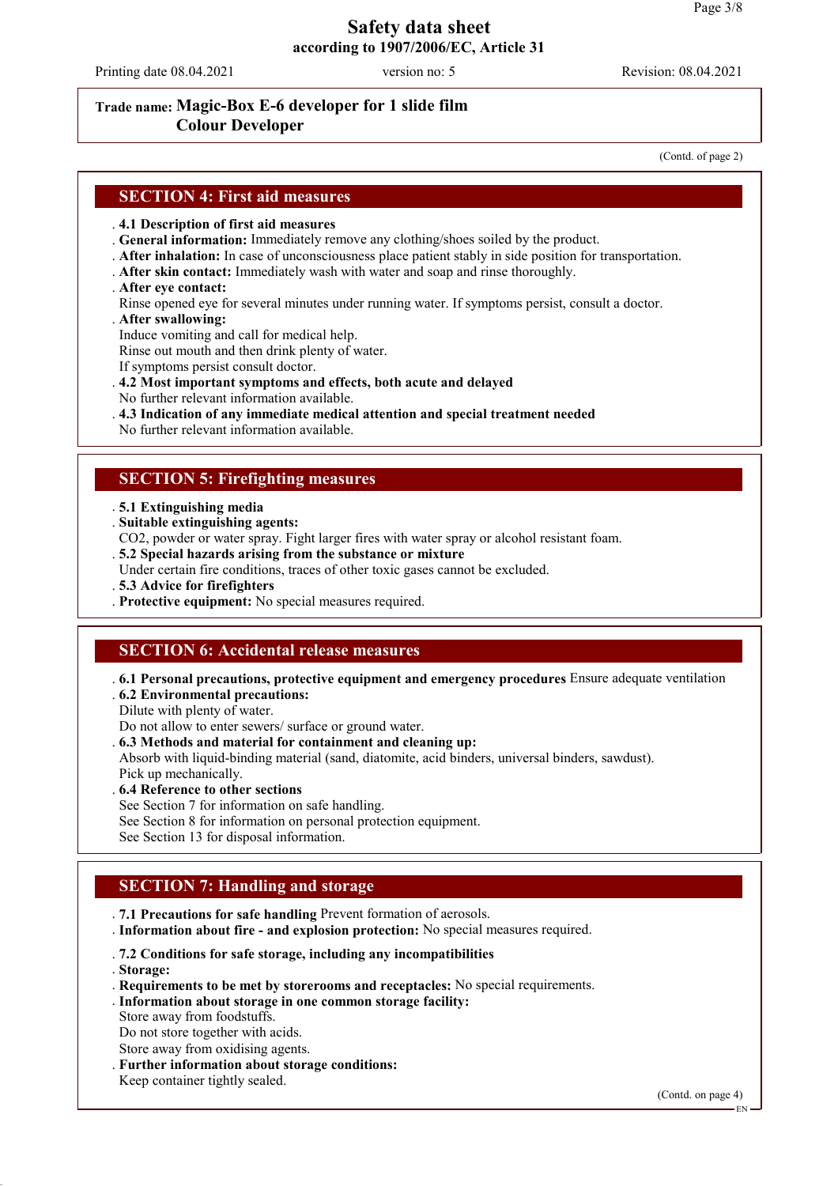**Trade name: Magic-Box E-6 developer for 1 slide film Colour Developer**

(Contd. of page 2)

## SECTION 4: First aid measures

- **4.1 Description of first aid measures**
- **General information:** Immediately remove any clothing/shoes soiled by the product.
- **After inhalation:** In case of unconsciousness place patient stably in side position for transportation.
- **After skin contact:** Immediately wash with water and soap and rinse thoroughly.
- **After eye contact:**
  Rinse opened eye for several minutes under running water. If symptoms persist, consult a doctor.
- **After swallowing:**
  Induce vomiting and call for medical help.
  Rinse out mouth and then drink plenty of water.
  If symptoms persist consult doctor.
- **4.2 Most important symptoms and effects, both acute and delayed**
  No further relevant information available.
- **4.3 Indication of any immediate medical attention and special treatment needed**
  No further relevant information available.

## SECTION 5: Firefighting measures

- **5.1 Extinguishing media**
- **Suitable extinguishing agents:**
  $CO_2$, powder or water spray. Fight larger fires with water spray or alcohol resistant foam.
- **5.2 Special hazards arising from the substance or mixture**
  Under certain fire conditions, traces of other toxic gases cannot be excluded.
- **5.3 Advice for firefighters**
- **Protective equipment:** No special measures required.

## SECTION 6: Accidental release measures

- **6.1 Personal precautions, protective equipment and emergency procedures** Ensure adequate ventilation
- **6.2 Environmental precautions:**
  Dilute with plenty of water.
  Do not allow to enter sewers/ surface or ground water.
- **6.3 Methods and material for containment and cleaning up:**
  Absorb with liquid-binding material (sand, diatomite, acid binders, universal binders, sawdust).
  Pick up mechanically.
- **6.4 Reference to other sections**
  See Section 7 for information on safe handling.
  See Section 8 for information on personal protection equipment.
  See Section 13 for disposal information.

## SECTION 7: Handling and storage

- **7.1 Precautions for safe handling** Prevent formation of aerosols.
- **Information about fire - and explosion protection:** No special measures required.
- **7.2 Conditions for safe storage, including any incompatibilities**
- **Storage:**
- **Requirements to be met by storerooms and receptacles:** No special requirements.
- **Information about storage in one common storage facility:**
  Store away from foodstuffs.
  Do not store together with acids.
  Store away from oxidising agents.
- **Further information about storage conditions:**
  Keep container tightly sealed.

(Contd. on page 4)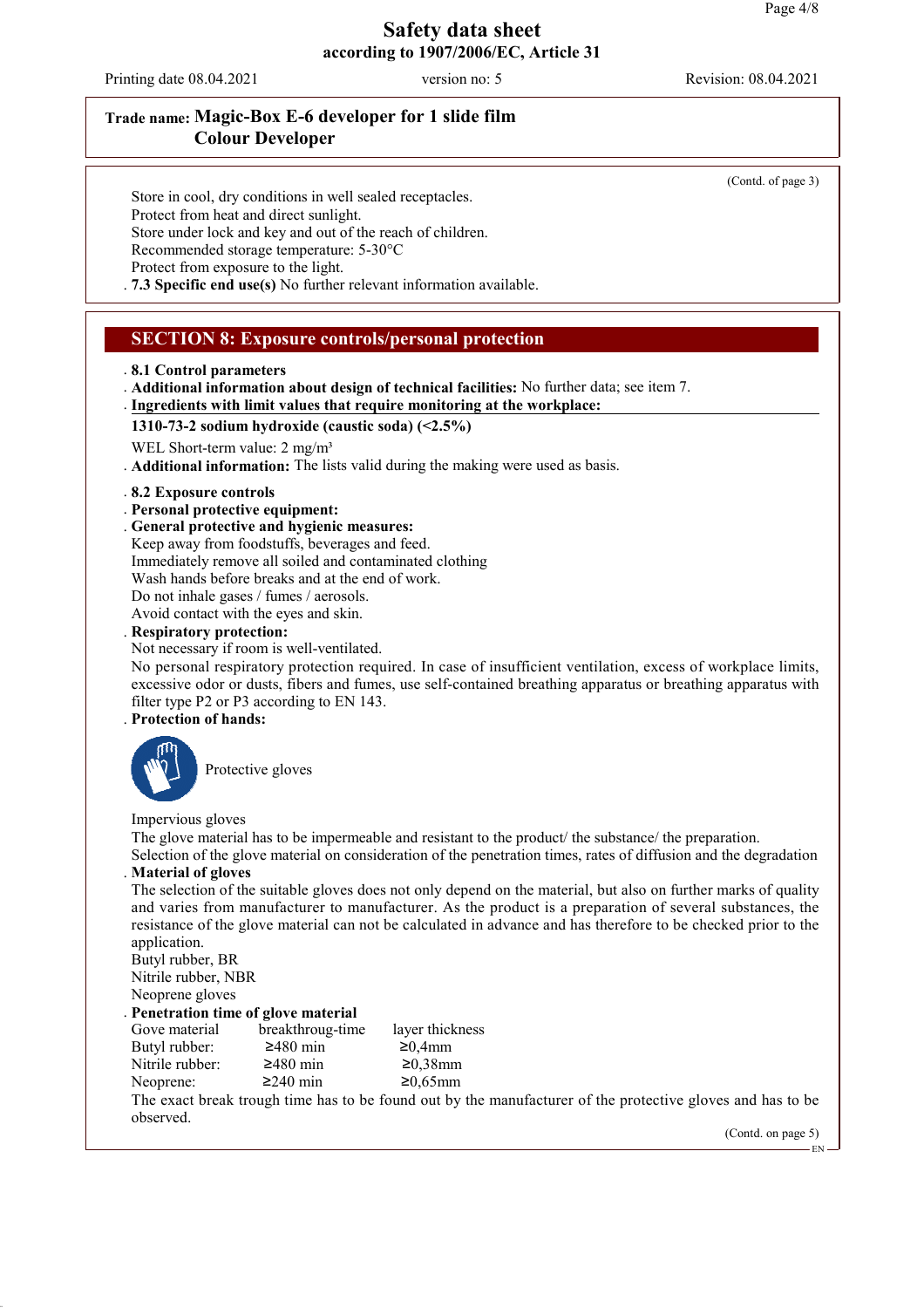**Trade name: Magic-Box E-6 developer for 1 slide film**
**Colour Developer**

(Contd. of page 3)

Store in cool, dry conditions in well sealed receptacles.
Protect from heat and direct sunlight.
Store under lock and key and out of the reach of children.
Recommended storage temperature: 5-30°C
Protect from exposure to the light.

· **7.3 Specific end use(s)** No further relevant information available.

## SECTION 8: Exposure controls/personal protection

· **8.1 Control parameters**
· **Additional information about design of technical facilities:** No further data; see item 7.
· **Ingredients with limit values that require monitoring at the workplace:**

**1310-73-2 sodium hydroxide (caustic soda) (<2.5%)**

WEL Short-term value: 2 mg/m³

· **Additional information:** The lists valid during the making were used as basis.

· **8.2 Exposure controls**
· **Personal protective equipment:**
· **General protective and hygienic measures:**
Keep away from foodstuffs, beverages and feed.
Immediately remove all soiled and contaminated clothing
Wash hands before breaks and at the end of work.
Do not inhale gases / fumes / aerosols.
Avoid contact with the eyes and skin.
· **Respiratory protection:**
Not necessary if room is well-ventilated.
No personal respiratory protection required. In case of insufficient ventilation, excess of workplace limits, excessive odor or dusts, fibers and fumes, use self-contained breathing apparatus or breathing apparatus with filter type P2 or P3 according to EN 143.
· **Protection of hands:**

Protective gloves

Impervious gloves
The glove material has to be impermeable and resistant to the product/ the substance/ the preparation.
Selection of the glove material on consideration of the penetration times, rates of diffusion and the degradation
· **Material of gloves**
The selection of the suitable gloves does not only depend on the material, but also on further marks of quality and varies from manufacturer to manufacturer. As the product is a preparation of several substances, the resistance of the glove material can not be calculated in advance and has therefore to be checked prior to the application.
Butyl rubber, BR
Nitrile rubber, NBR
Neoprene gloves
· **Penetration time of glove material**

| Gove material | breakthroug-time | layer thickness |
|---|---|---|
| Butyl rubber: | ≥480 min | ≥0,4mm |
| Nitrile rubber: | ≥480 min | ≥0,38mm |
| Neoprene: | ≥240 min | ≥0,65mm |

The exact break trough time has to be found out by the manufacturer of the protective gloves and has to be observed.

(Contd. on page 5)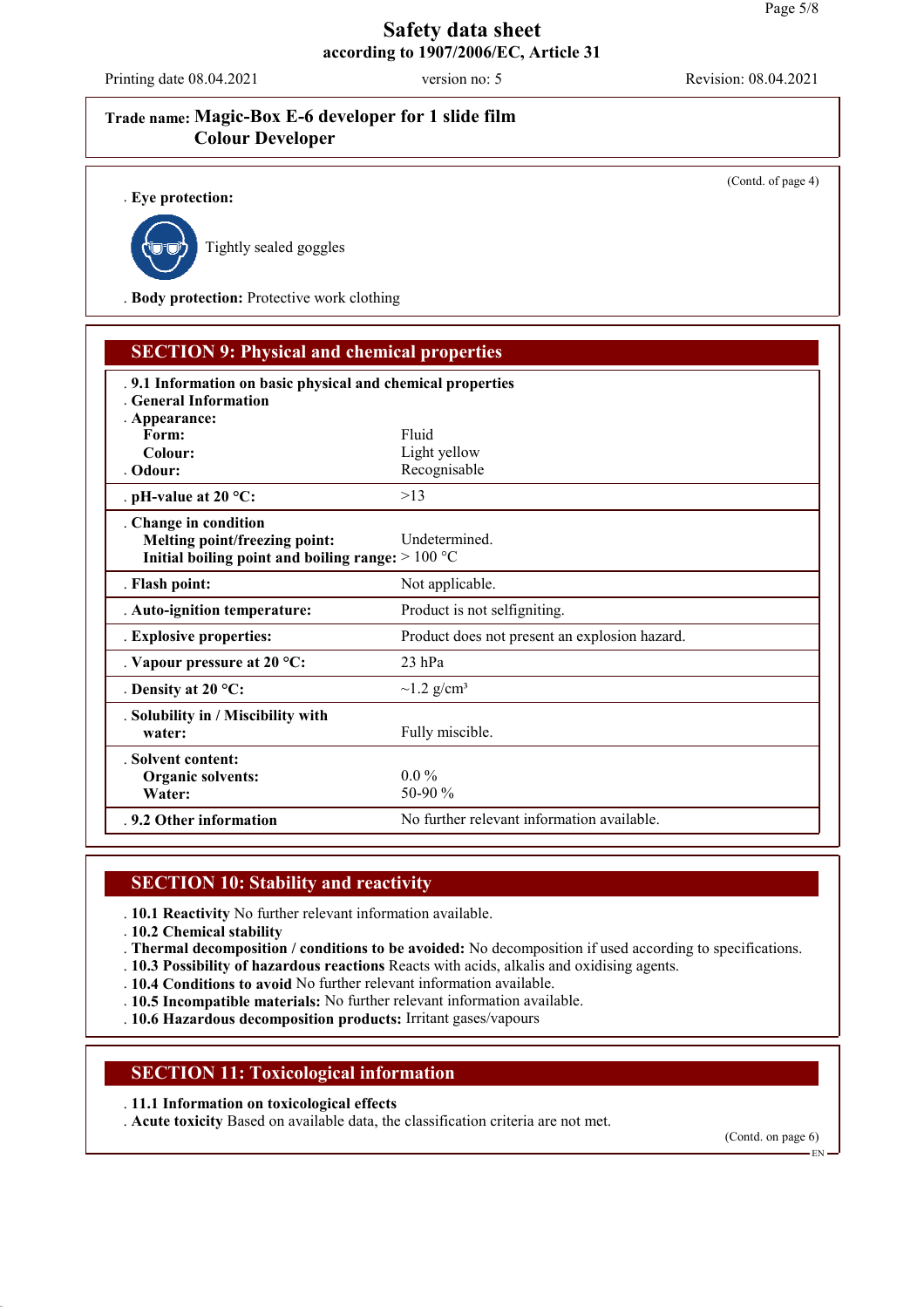# Safety data sheet
**according to 1907/2006/EC, Article 31**

Printing date 08.04.2021 version no: 5 Revision: 08.04.2021

**Trade name: Magic-Box E-6 developer for 1 slide film Colour Developer**

(Contd. of page 4)

. **Eye protection:**

Tightly sealed goggles

. **Body protection:** Protective work clothing

## SECTION 9: Physical and chemical properties

| | |
|---|---|
| . **9.1 Information on basic physical and chemical properties** | |
| . **General Information** | |
| . **Appearance:** | |
| **Form:** | Fluid |
| **Colour:** | Light yellow |
| . **Odour:** | Recognisable |
| . **pH-value at 20 °C:** | >13 |
| . **Change in condition** | |
| **Melting point/freezing point:** | Undetermined. |
| **Initial boiling point and boiling range:** | > 100 °C |
| . **Flash point:** | Not applicable. |
| . **Auto-ignition temperature:** | Product is not selfigniting. |
| . **Explosive properties:** | Product does not present an explosion hazard. |
| . **Vapour pressure at 20 °C:** | 23 hPa |
| . **Density at 20 °C:** | ~1.2 g/cm³ |
| . **Solubility in / Miscibility with water:** | Fully miscible. |
| . **Solvent content:** | |
| **Organic solvents:** | 0.0 % |
| **Water:** | 50-90 % |
| . **9.2 Other information** | No further relevant information available. |

## SECTION 10: Stability and reactivity

. **10.1 Reactivity** No further relevant information available.
. **10.2 Chemical stability**
. **Thermal decomposition / conditions to be avoided:** No decomposition if used according to specifications.
. **10.3 Possibility of hazardous reactions** Reacts with acids, alkalis and oxidising agents.
. **10.4 Conditions to avoid** No further relevant information available.
. **10.5 Incompatible materials:** No further relevant information available.
. **10.6 Hazardous decomposition products:** Irritant gases/vapours

## SECTION 11: Toxicological information

. **11.1 Information on toxicological effects**
. **Acute toxicity** Based on available data, the classification criteria are not met.

(Contd. on page 6)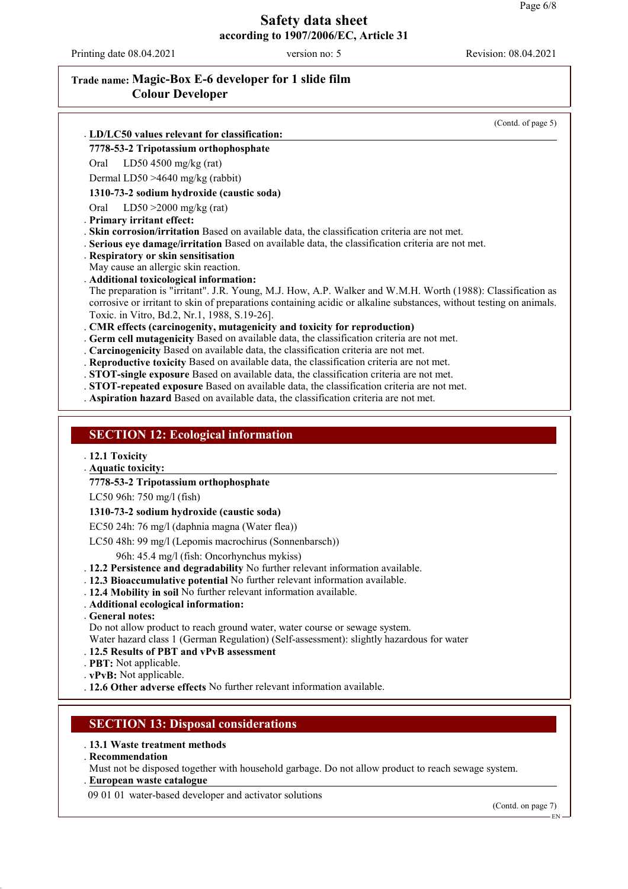**Trade name: Magic-Box E-6 developer for 1 slide film Colour Developer**

(Contd. of page 5)

**· LD/LC50 values relevant for classification:**

**7778-53-2 Tripotassium orthophosphate**

Oral LD50 4500 mg/kg (rat)

Dermal LD50 >4640 mg/kg (rabbit)

**1310-73-2 sodium hydroxide (caustic soda)**

Oral LD50 >2000 mg/kg (rat)

**· Primary irritant effect:**

**· Skin corrosion/irritation** Based on available data, the classification criteria are not met.

**· Serious eye damage/irritation** Based on available data, the classification criteria are not met.

**· Respiratory or skin sensitisation**
May cause an allergic skin reaction.

**· Additional toxicological information:**
The preparation is "irritant". J.R. Young, M.J. How, A.P. Walker and W.M.H. Worth (1988): Classification as corrosive or irritant to skin of preparations containing acidic or alkaline substances, without testing on animals. Toxic. in Vitro, Bd.2, Nr.1, 1988, S.19-26].

**· CMR effects (carcinogenity, mutagenicity and toxicity for reproduction)**

**· Germ cell mutagenicity** Based on available data, the classification criteria are not met.

**· Carcinogenicity** Based on available data, the classification criteria are not met.

**· Reproductive toxicity** Based on available data, the classification criteria are not met.

**· STOT-single exposure** Based on available data, the classification criteria are not met.

**· STOT-repeated exposure** Based on available data, the classification criteria are not met.

**· Aspiration hazard** Based on available data, the classification criteria are not met.

## SECTION 12: Ecological information

**· 12.1 Toxicity**

**· Aquatic toxicity:**

**7778-53-2 Tripotassium orthophosphate**

LC50 96h: 750 mg/l (fish)

**1310-73-2 sodium hydroxide (caustic soda)**

EC50 24h: 76 mg/l (daphnia magna (Water flea))

LC50 48h: 99 mg/l (Lepomis macrochirus (Sonnenbarsch))

96h: 45.4 mg/l (fish: Oncorhynchus mykiss)

**· 12.2 Persistence and degradability** No further relevant information available.

**· 12.3 Bioaccumulative potential** No further relevant information available.

**· 12.4 Mobility in soil** No further relevant information available.

**· Additional ecological information:**

**· General notes:**
Do not allow product to reach ground water, water course or sewage system.
Water hazard class 1 (German Regulation) (Self-assessment): slightly hazardous for water

**· 12.5 Results of PBT and vPvB assessment**

**· PBT:** Not applicable.

**· vPvB:** Not applicable.

**· 12.6 Other adverse effects** No further relevant information available.

## SECTION 13: Disposal considerations

**· 13.1 Waste treatment methods**

**· Recommendation**
Must not be disposed together with household garbage. Do not allow product to reach sewage system.

**· European waste catalogue**

09 01 01 water-based developer and activator solutions

(Contd. on page 7)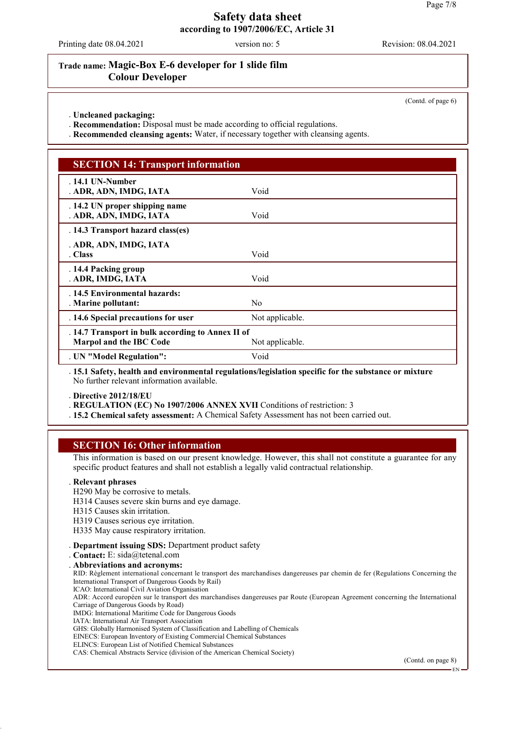# Safety data sheet
## according to 1907/2006/EC, Article 31

Printing date 08.04.2021 | version no: 5 | Revision: 08.04.2021

**Trade name: Magic-Box E-6 developer for 1 slide film Colour Developer**

(Contd. of page 6)

- **Uncleaned packaging:**
- **Recommendation:** Disposal must be made according to official regulations.
- **Recommended cleansing agents:** Water, if necessary together with cleansing agents.

## SECTION 14: Transport information

| | |
|---|---|
| **14.1 UN-Number** | |
| **ADR, ADN, IMDG, IATA** | Void |
| **14.2 UN proper shipping name** | |
| **ADR, ADN, IMDG, IATA** | Void |
| **14.3 Transport hazard class(es)** | |
| **ADR, ADN, IMDG, IATA** | |
| **Class** | Void |
| **14.4 Packing group** | |
| **ADR, IMDG, IATA** | Void |
| **14.5 Environmental hazards:** | |
| **Marine pollutant:** | No |
| **14.6 Special precautions for user** | Not applicable. |
| **14.7 Transport in bulk according to Annex II of Marpol and the IBC Code** | Not applicable. |
| **UN "Model Regulation":** | Void |

- **15.1 Safety, health and environmental regulations/legislation specific for the substance or mixture**
  No further relevant information available.

- **Directive 2012/18/EU**
- **REGULATION (EC) No 1907/2006 ANNEX XVII** Conditions of restriction: 3
- **15.2 Chemical safety assessment:** A Chemical Safety Assessment has not been carried out.

## SECTION 16: Other information

This information is based on our present knowledge. However, this shall not constitute a guarantee for any specific product features and shall not establish a legally valid contractual relationship.

- **Relevant phrases**

H290 May be corrosive to metals.
H314 Causes severe skin burns and eye damage.
H315 Causes skin irritation.
H319 Causes serious eye irritation.
H335 May cause respiratory irritation.

- **Department issuing SDS:** Department product safety
- **Contact:** E: sida@tetenal.com
- **Abbreviations and acronyms:**

RID: Règlement international concernant le transport des marchandises dangereuses par chemin de fer (Regulations Concerning the International Transport of Dangerous Goods by Rail)
ICAO: International Civil Aviation Organisation
ADR: Accord européen sur le transport des marchandises dangereuses par Route (European Agreement concerning the International Carriage of Dangerous Goods by Road)
IMDG: International Maritime Code for Dangerous Goods
IATA: International Air Transport Association
GHS: Globally Harmonised System of Classification and Labelling of Chemicals
EINECS: European Inventory of Existing Commercial Chemical Substances
ELINCS: European List of Notified Chemical Substances
CAS: Chemical Abstracts Service (division of the American Chemical Society)

(Contd. on page 8)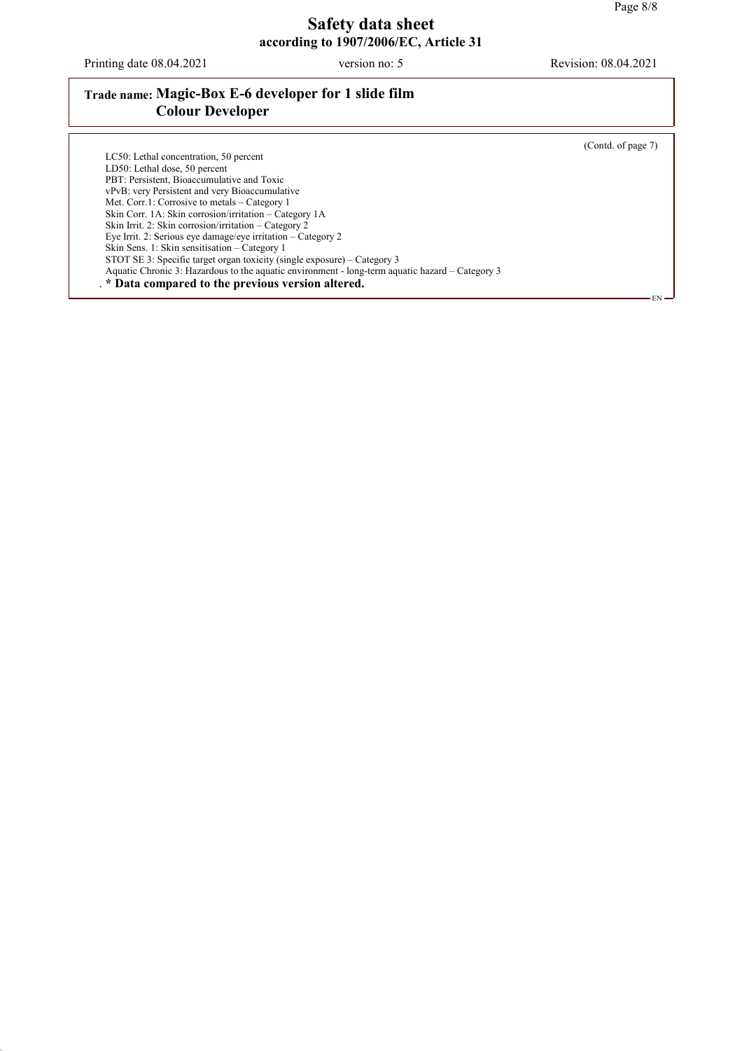**Trade name: Magic-Box E-6 developer for 1 slide film Colour Developer**

(Contd. of page 7)

LC50: Lethal concentration, 50 percent
LD50: Lethal dose, 50 percent
PBT: Persistent, Bioaccumulative and Toxic
vPvB: very Persistent and very Bioaccumulative
Met. Corr.1: Corrosive to metals – Category 1
Skin Corr. 1A: Skin corrosion/irritation – Category 1A
Skin Irrit. 2: Skin corrosion/irritation – Category 2
Eye Irrit. 2: Serious eye damage/eye irritation – Category 2
Skin Sens. 1: Skin sensitisation – Category 1
STOT SE 3: Specific target organ toxicity (single exposure) – Category 3
Aquatic Chronic 3: Hazardous to the aquatic environment - long-term aquatic hazard – Category 3

**\* Data compared to the previous version altered.**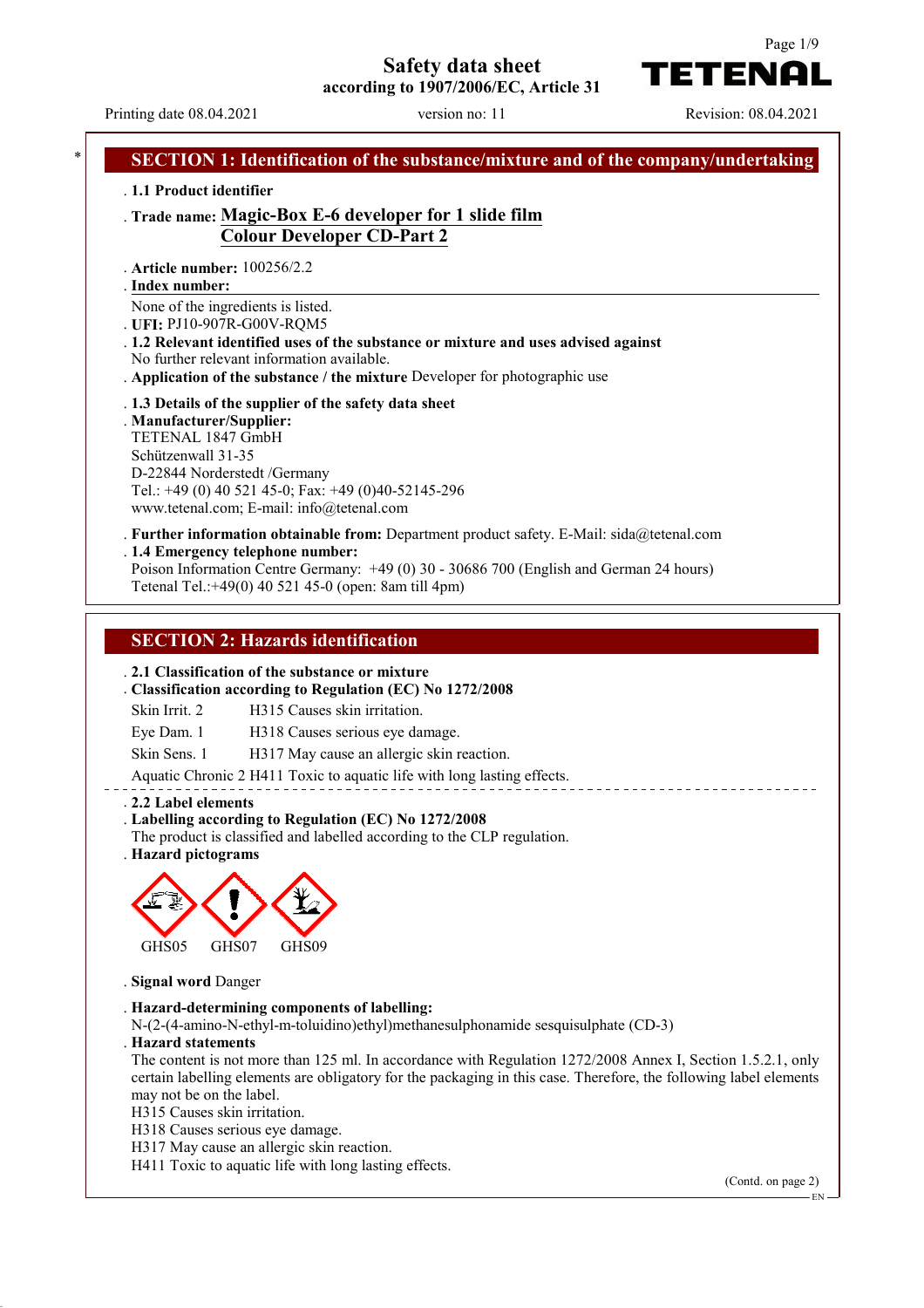# Safety data sheet
**according to 1907/2006/EC, Article 31**

Printing date 08.04.2021 version no: 11 Revision: 08.04.2021

## SECTION 1: Identification of the substance/mixture and of the company/undertaking

· **1.1 Product identifier**

· **Trade name: Magic-Box E-6 developer for 1 slide film**
**Colour Developer CD-Part 2**

· **Article number:** 100256/2.2

· **Index number:**
None of the ingredients is listed.

· **UFI:** PJ10-907R-G00V-RQM5

· **1.2 Relevant identified uses of the substance or mixture and uses advised against**
No further relevant information available.

· **Application of the substance / the mixture** Developer for photographic use

· **1.3 Details of the supplier of the safety data sheet**

· **Manufacturer/Supplier:**
TETENAL 1847 GmbH
Schützenwall 31-35
D-22844 Norderstedt /Germany
Tel.: +49 (0) 40 521 45-0; Fax: +49 (0)40-52145-296
www.tetenal.com; E-mail: info@tetenal.com

· **Further information obtainable from:** Department product safety. E-Mail: sida@tetenal.com

· **1.4 Emergency telephone number:**
Poison Information Centre Germany: +49 (0) 30 - 30686 700 (English and German 24 hours)
Tetenal Tel.:+49(0) 40 521 45-0 (open: 8am till 4pm)

## SECTION 2: Hazards identification

· **2.1 Classification of the substance or mixture**

· **Classification according to Regulation (EC) No 1272/2008**

Skin Irrit. 2 H315 Causes skin irritation.

Eye Dam. 1 H318 Causes serious eye damage.

Skin Sens. 1 H317 May cause an allergic skin reaction.

Aquatic Chronic 2 H411 Toxic to aquatic life with long lasting effects.

· **2.2 Label elements**

· **Labelling according to Regulation (EC) No 1272/2008**
The product is classified and labelled according to the CLP regulation.

· **Hazard pictograms**

GHS05 GHS07 GHS09

· **Signal word** Danger

· **Hazard-determining components of labelling:**
N-(2-(4-amino-N-ethyl-m-toluidino)ethyl)methanesulphonamide sesquisulphate (CD-3)

· **Hazard statements**
The content is not more than 125 ml. In accordance with Regulation 1272/2008 Annex I, Section 1.5.2.1, only certain labelling elements are obligatory for the packaging in this case. Therefore, the following label elements may not be on the label.
H315 Causes skin irritation.
H318 Causes serious eye damage.
H317 May cause an allergic skin reaction.
H411 Toxic to aquatic life with long lasting effects.

(Contd. on page 2)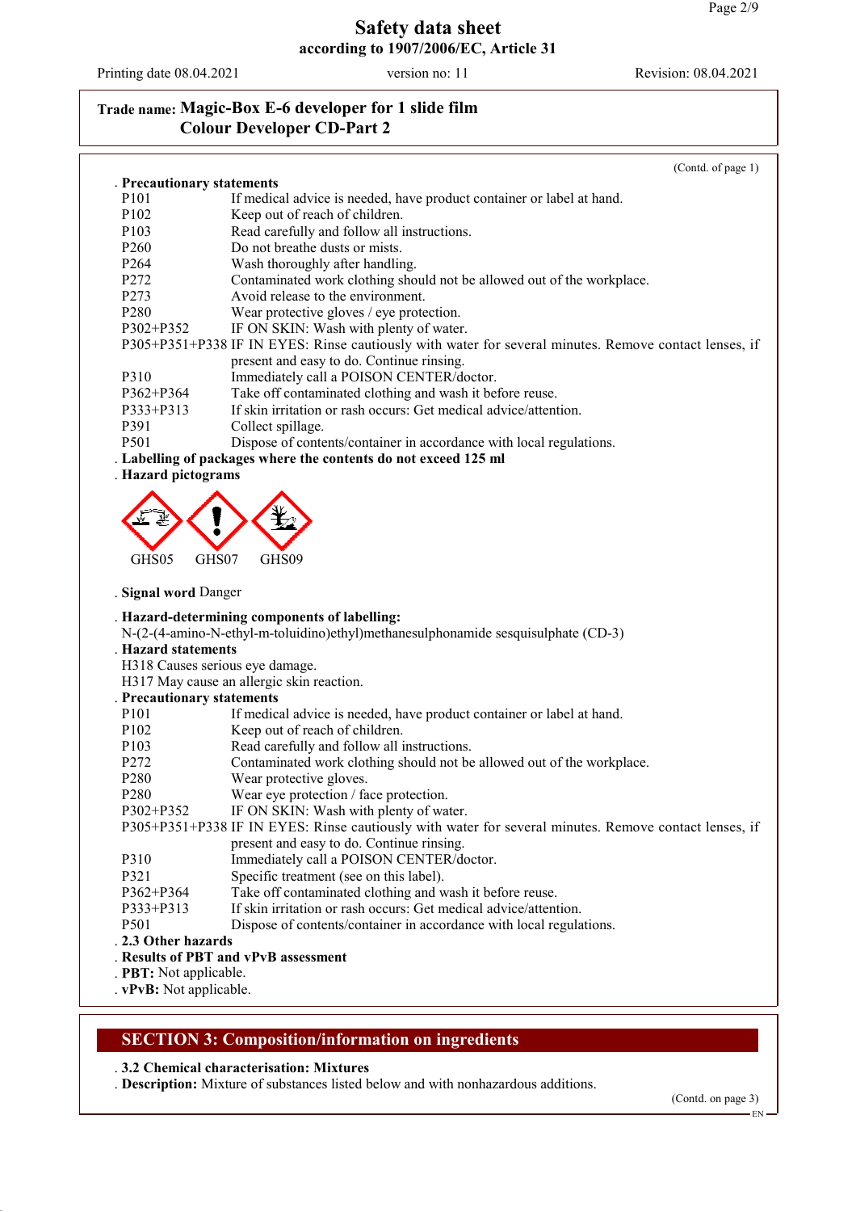# Safety data sheet
## according to 1907/2006/EC, Article 31

Printing date 08.04.2021 version no: 11 Revision: 08.04.2021

**Trade name: Magic-Box E-6 developer for 1 slide film Colour Developer CD-Part 2**

(Contd. of page 1)

**Precautionary statements**

| | |
|---|---|
| P101 | If medical advice is needed, have product container or label at hand. |
| P102 | Keep out of reach of children. |
| P103 | Read carefully and follow all instructions. |
| P260 | Do not breathe dusts or mists. |
| P264 | Wash thoroughly after handling. |
| P272 | Contaminated work clothing should not be allowed out of the workplace. |
| P273 | Avoid release to the environment. |
| P280 | Wear protective gloves / eye protection. |
| P302+P352 | IF ON SKIN: Wash with plenty of water. |
| P305+P351+P338 | IF IN EYES: Rinse cautiously with water for several minutes. Remove contact lenses, if present and easy to do. Continue rinsing. |
| P310 | Immediately call a POISON CENTER/doctor. |
| P362+P364 | Take off contaminated clothing and wash it before reuse. |
| P333+P313 | If skin irritation or rash occurs: Get medical advice/attention. |
| P391 | Collect spillage. |
| P501 | Dispose of contents/container in accordance with local regulations. |

**Labelling of packages where the contents do not exceed 125 ml**

**Hazard pictograms**

GHS05 GHS07 GHS09

**Signal word** Danger

**Hazard-determining components of labelling:**
N-(2-(4-amino-N-ethyl-m-toluidino)ethyl)methanesulphonamide sesquisulphate (CD-3)

**Hazard statements**
H318 Causes serious eye damage.
H317 May cause an allergic skin reaction.

**Precautionary statements**

| | |
|---|---|
| P101 | If medical advice is needed, have product container or label at hand. |
| P102 | Keep out of reach of children. |
| P103 | Read carefully and follow all instructions. |
| P272 | Contaminated work clothing should not be allowed out of the workplace. |
| P280 | Wear protective gloves. |
| P280 | Wear eye protection / face protection. |
| P302+P352 | IF ON SKIN: Wash with plenty of water. |
| P305+P351+P338 | IF IN EYES: Rinse cautiously with water for several minutes. Remove contact lenses, if present and easy to do. Continue rinsing. |
| P310 | Immediately call a POISON CENTER/doctor. |
| P321 | Specific treatment (see on this label). |
| P362+P364 | Take off contaminated clothing and wash it before reuse. |
| P333+P313 | If skin irritation or rash occurs: Get medical advice/attention. |
| P501 | Dispose of contents/container in accordance with local regulations. |

**2.3 Other hazards**

**Results of PBT and vPvB assessment**

**PBT:** Not applicable.

**vPvB:** Not applicable.

## SECTION 3: Composition/information on ingredients

**3.2 Chemical characterisation: Mixtures**

**Description:** Mixture of substances listed below with nonhazardous additions.

(Contd. on page 3)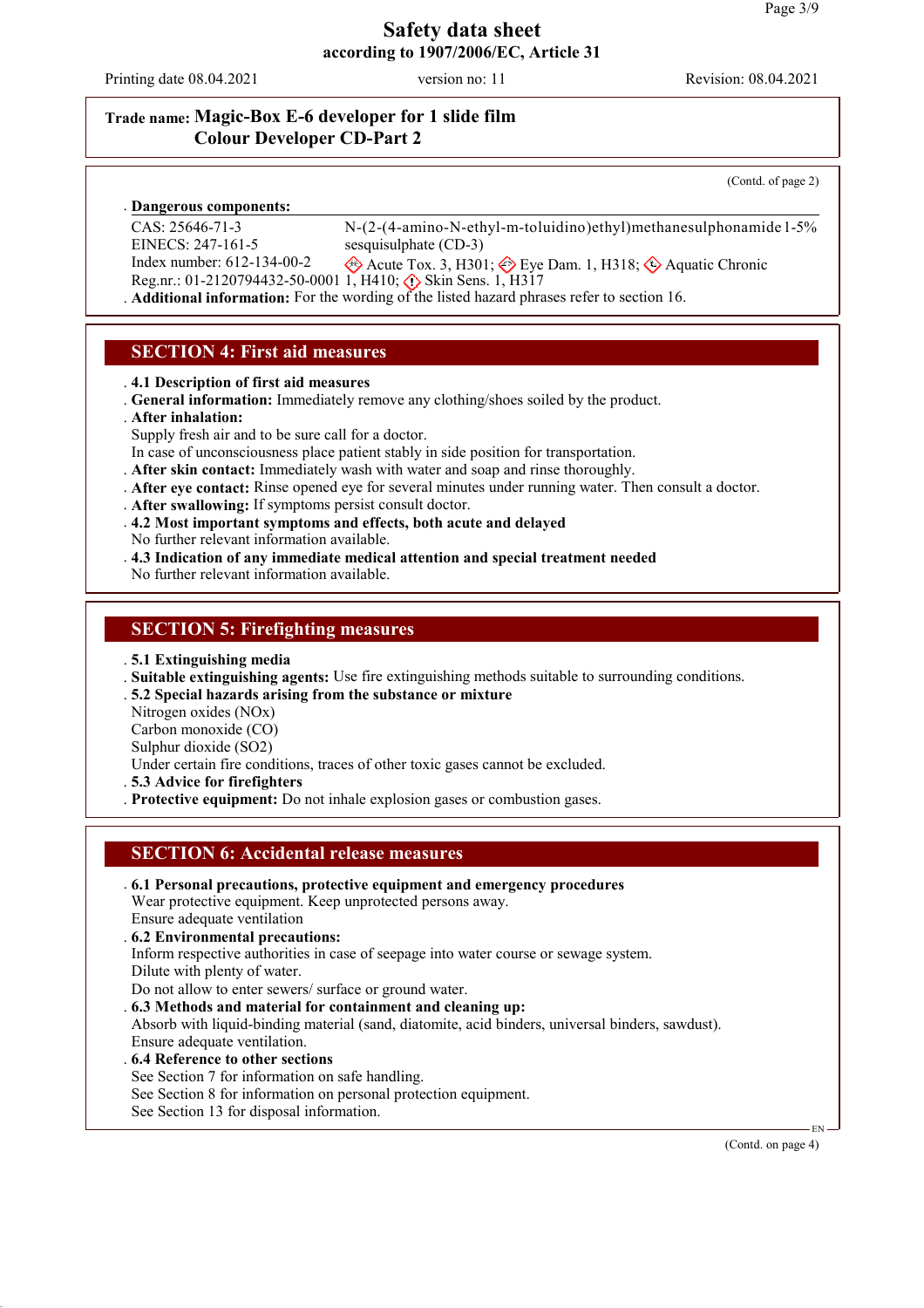**Trade name: Magic-Box E-6 developer for 1 slide film Colour Developer CD-Part 2**

(Contd. of page 2)

**Dangerous components:**

| | | |
|---|---|---|
| CAS: 25646-71-3<br>EINECS: 247-161-5<br>Index number: 612-134-00-2<br>Reg.nr.: 01-2120794432-50-0001 | N-(2-(4-amino-N-ethyl-m-toluidino)ethyl)methanesulphonamide sesquisulphate (CD-3)<br>Acute Tox. 3, H301; Eye Dam. 1, H318; Aquatic Chronic 1, H410; Skin Sens. 1, H317 | 1-5% |

**Additional information:** For the wording of the listed hazard phrases refer to section 16.

## SECTION 4: First aid measures

**4.1 Description of first aid measures**

**General information:** Immediately remove any clothing/shoes soiled by the product.

**After inhalation:**
Supply fresh air and to be sure call for a doctor.
In case of unconsciousness place patient stably in side position for transportation.

**After skin contact:** Immediately wash with water and soap and rinse thoroughly.

**After eye contact:** Rinse opened eye for several minutes under running water. Then consult a doctor.

**After swallowing:** If symptoms persist consult doctor.

**4.2 Most important symptoms and effects, both acute and delayed**
No further relevant information available.

**4.3 Indication of any immediate medical attention and special treatment needed**
No further relevant information available.

## SECTION 5: Firefighting measures

**5.1 Extinguishing media**

**Suitable extinguishing agents:** Use fire extinguishing methods suitable to surrounding conditions.

**5.2 Special hazards arising from the substance or mixture**
Nitrogen oxides (NOx)
Carbon monoxide (CO)
Sulphur dioxide ($SO_2$)
Under certain fire conditions, traces of other toxic gases cannot be excluded.

**5.3 Advice for firefighters**

**Protective equipment:** Do not inhale explosion gases or combustion gases.

## SECTION 6: Accidental release measures

**6.1 Personal precautions, protective equipment and emergency procedures**
Wear protective equipment. Keep unprotected persons away.
Ensure adequate ventilation

**6.2 Environmental precautions:**
Inform respective authorities in case of seepage into water course or sewage system.
Dilute with plenty of water.
Do not allow to enter sewers/ surface or ground water.

**6.3 Methods and material for containment and cleaning up:**
Absorb with liquid-binding material (sand, diatomite, acid binders, universal binders, sawdust).
Ensure adequate ventilation.

**6.4 Reference to other sections**
See Section 7 for information on safe handling.
See Section 8 for information on personal protection equipment.
See Section 13 for disposal information.

(Contd. on page 4)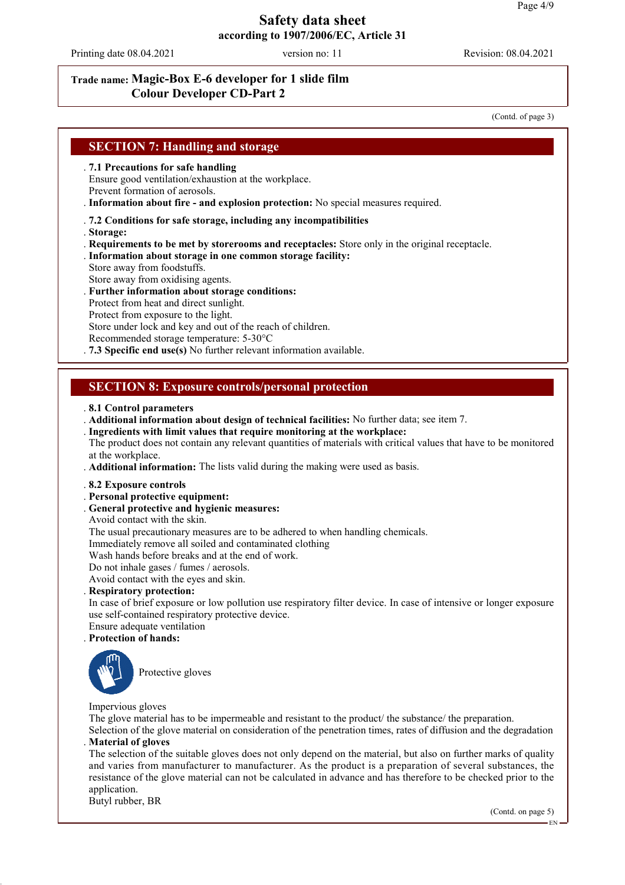**Trade name: Magic-Box E-6 developer for 1 slide film Colour Developer CD-Part 2**

(Contd. of page 3)

## SECTION 7: Handling and storage

- **7.1 Precautions for safe handling**
  Ensure good ventilation/exhaustion at the workplace.
  Prevent formation of aerosols.
- **Information about fire - and explosion protection:** No special measures required.

- **7.2 Conditions for safe storage, including any incompatibilities**
- **Storage:**
- **Requirements to be met by storerooms and receptacles:** Store only in the original receptacle.
- **Information about storage in one common storage facility:**
  Store away from foodstuffs.
  Store away from oxidising agents.
- **Further information about storage conditions:**
  Protect from heat and direct sunlight.
  Protect from exposure to the light.
  Store under lock and key and out of the reach of children.
  Recommended storage temperature: 5-30°C
- **7.3 Specific end use(s)** No further relevant information available.

## SECTION 8: Exposure controls/personal protection

- **8.1 Control parameters**
- **Additional information about design of technical facilities:** No further data; see item 7.
- **Ingredients with limit values that require monitoring at the workplace:**
  The product does not contain any relevant quantities of materials with critical values that have to be monitored at the workplace.
- **Additional information:** The lists valid during the making were used as basis.

- **8.2 Exposure controls**
- **Personal protective equipment:**
- **General protective and hygienic measures:**
  Avoid contact with the skin.
  The usual precautionary measures are to be adhered to when handling chemicals.
  Immediately remove all soiled and contaminated clothing
  Wash hands before breaks and at the end of work.
  Do not inhale gases / fumes / aerosols.
  Avoid contact with the eyes and skin.
- **Respiratory protection:**
  In case of brief exposure or low pollution use respiratory filter device. In case of intensive or longer exposure use self-contained respiratory protective device.
  Ensure adequate ventilation
- **Protection of hands:**

  Protective gloves

  Impervious gloves
  The glove material has to be impermeable and resistant to the product/ the substance/ the preparation.
  Selection of the glove material on consideration of the penetration times, rates of diffusion and the degradation
- **Material of gloves**
  The selection of the suitable gloves does not only depend on the material, but also on further marks of quality and varies from manufacturer to manufacturer. As the product is a preparation of several substances, the resistance of the glove material can not be calculated in advance and has therefore to be checked prior to the application.
  Butyl rubber, BR

(Contd. on page 5)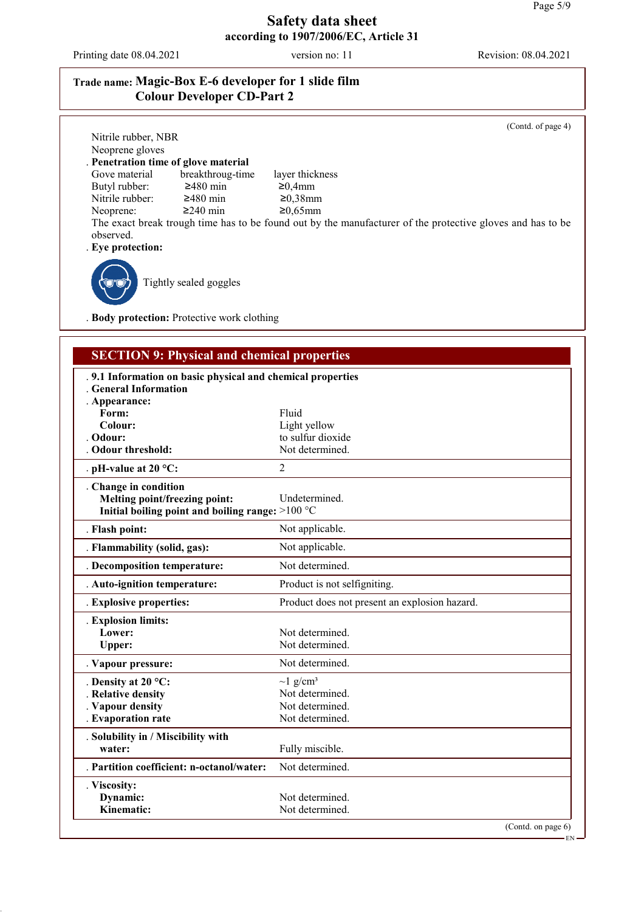# Safety data sheet

**according to 1907/2006/EC, Article 31**

Printing date 08.04.2021 | version no: 11 | Revision: 08.04.2021

**Trade name: Magic-Box E-6 developer for 1 slide film**
**Colour Developer CD-Part 2**

(Contd. of page 4)

Nitrile rubber, NBR
Neoprene gloves

**. Penetration time of glove material**

| Gove material | breakthroug-time | layer thickness |
|---|---|---|
| Butyl rubber: | ≥480 min | ≥0,4mm |
| Nitrile rubber: | ≥480 min | ≥0,38mm |
| Neoprene: | ≥240 min | ≥0,65mm |

The exact break trough time has to be found out by the manufacturer of the protective gloves and has to be observed.

**. Eye protection:**

Tightly sealed goggles

**. Body protection:** Protective work clothing

## SECTION 9: Physical and chemical properties

| | |
|---|---|
| **. 9.1 Information on basic physical and chemical properties** | |
| **. General Information** | |
| **. Appearance:** | |
| **Form:** | Fluid |
| **Colour:** | Light yellow |
| **. Odour:** | to sulfur dioxide |
| **. Odour threshold:** | Not determined. |
| **. pH-value at 20 °C:** | 2 |
| **. Change in condition** | |
| **Melting point/freezing point:** | Undetermined. |
| **Initial boiling point and boiling range:** | >100 °C |
| **. Flash point:** | Not applicable. |
| **. Flammability (solid, gas):** | Not applicable. |
| **. Decomposition temperature:** | Not determined. |
| **. Auto-ignition temperature:** | Product is not selfigniting. |
| **. Explosive properties:** | Product does not present an explosion hazard. |
| **. Explosion limits:** | |
| **Lower:** | Not determined. |
| **Upper:** | Not determined. |
| **. Vapour pressure:** | Not determined. |
| **. Density at 20 °C:** | ~1 g/cm³ |
| **. Relative density** | Not determined. |
| **. Vapour density** | Not determined. |
| **. Evaporation rate** | Not determined. |
| **. Solubility in / Miscibility with water:** | Fully miscible. |
| **. Partition coefficient: n-octanol/water:** | Not determined. |
| **. Viscosity:** | |
| **Dynamic:** | Not determined. |
| **Kinematic:** | Not determined. |

(Contd. on page 6)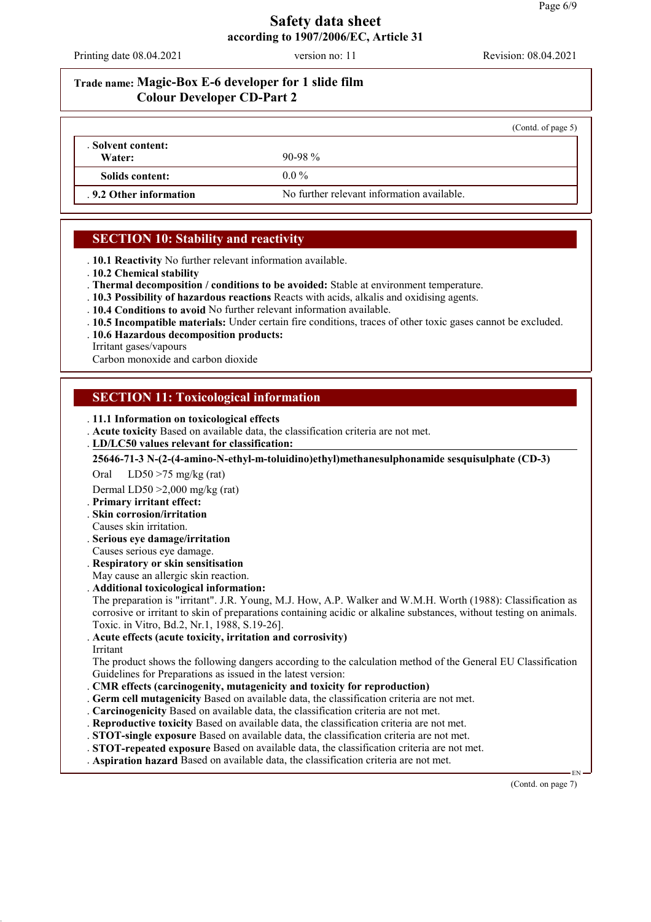**Safety data sheet**
**according to 1907/2006/EC, Article 31**

Printing date 08.04.2021 | version no: 11 | Revision: 08.04.2021

**Trade name: Magic-Box E-6 developer for 1 slide film Colour Developer CD-Part 2**

(Contd. of page 5)

| . Solvent content: | |
|---|---|
| Water: | 90-98 % |
| Solids content: | 0.0 % |
| . 9.2 Other information | No further relevant information available. |

## SECTION 10: Stability and reactivity

- . **10.1 Reactivity** No further relevant information available.
- . **10.2 Chemical stability**
- . **Thermal decomposition / conditions to be avoided:** Stable at environment temperature.
- . **10.3 Possibility of hazardous reactions** Reacts with acids, alkalis and oxidising agents.
- . **10.4 Conditions to avoid** No further relevant information available.
- . **10.5 Incompatible materials:** Under certain fire conditions, traces of other toxic gases cannot be excluded.
- . **10.6 Hazardous decomposition products:**
  Irritant gases/vapours
  Carbon monoxide and carbon dioxide

## SECTION 11: Toxicological information

- . **11.1 Information on toxicological effects**
- . **Acute toxicity** Based on available data, the classification criteria are not met.
- . **LD/LC50 values relevant for classification:**

**25646-71-3 N-(2-(4-amino-N-ethyl-m-toluidino)ethyl)methanesulphonamide sesquisulphate (CD-3)**

| | | |
|---|---|---|
| Oral | LD50 | >75 mg/kg (rat) |
| Dermal | LD50 | >2,000 mg/kg (rat) |

- . **Primary irritant effect:**
- . **Skin corrosion/irritation**
  Causes skin irritation.
- . **Serious eye damage/irritation**
  Causes serious eye damage.
- . **Respiratory or skin sensitisation**
  May cause an allergic skin reaction.
- . **Additional toxicological information:**
  The preparation is "irritant". J.R. Young, M.J. How, A.P. Walker and W.M.H. Worth (1988): Classification as corrosive or irritant to skin of preparations containing acidic or alkaline substances, without testing on animals. Toxic. in Vitro, Bd.2, Nr.1, 1988, S.19-26].
- . **Acute effects (acute toxicity, irritation and corrosivity)**
  Irritant
  The product shows the following dangers according to the calculation method of the General EU Classification Guidelines for Preparations as issued in the latest version:
- . **CMR effects (carcinogenity, mutagenicity and toxicity for reproduction)**
- . **Germ cell mutagenicity** Based on available data, the classification criteria are not met.
- . **Carcinogenicity** Based on available data, the classification criteria are not met.
- . **Reproductive toxicity** Based on available data, the classification criteria are not met.
- . **STOT-single exposure** Based on available data, the classification criteria are not met.
- . **STOT-repeated exposure** Based on available data, the classification criteria are not met.
- . **Aspiration hazard** Based on available data, the classification criteria are not met.

(Contd. on page 7)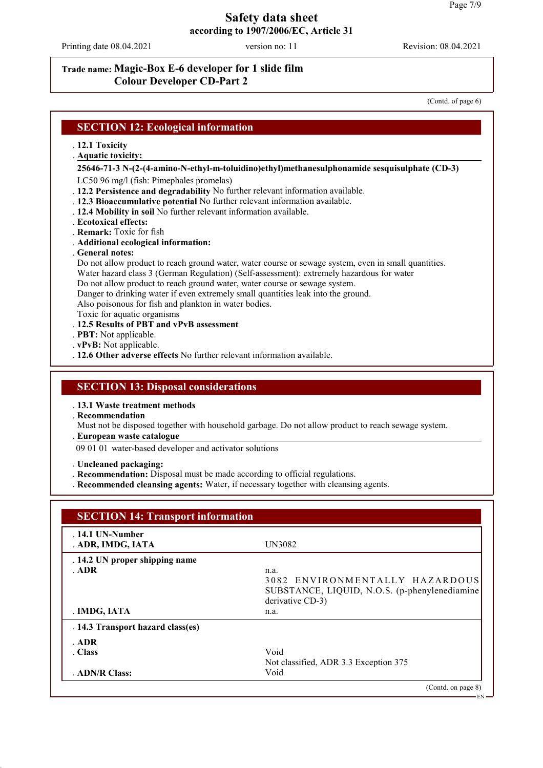Trade name: **Magic-Box E-6 developer for 1 slide film**
**Colour Developer CD-Part 2**

(Contd. of page 6)

## SECTION 12: Ecological information

- **12.1 Toxicity**
- **Aquatic toxicity:**

**25646-71-3 N-(2-(4-amino-N-ethyl-m-toluidino)ethyl)methanesulphonamide sesquisulphate (CD-3)**

LC50 96 mg/l (fish: Pimephales promelas)

- **12.2 Persistence and degradability** No further relevant information available.
- **12.3 Bioaccumulative potential** No further relevant information available.
- **12.4 Mobility in soil** No further relevant information available.
- **Ecotoxical effects:**
- **Remark:** Toxic for fish
- **Additional ecological information:**
- **General notes:**

Do not allow product to reach ground water, water course or sewage system, even in small quantities.
Water hazard class 3 (German Regulation) (Self-assessment): extremely hazardous for water
Do not allow product to reach ground water, water course or sewage system.
Danger to drinking water if even extremely small quantities leak into the ground.
Also poisonous for fish and plankton in water bodies.
Toxic for aquatic organisms

- **12.5 Results of PBT and vPvB assessment**
- **PBT:** Not applicable.
- **vPvB:** Not applicable.
- **12.6 Other adverse effects** No further relevant information available.

## SECTION 13: Disposal considerations

- **13.1 Waste treatment methods**
- **Recommendation**

Must not be disposed together with household garbage. Do not allow product to reach sewage system.

- **European waste catalogue**

09 01 01 water-based developer and activator solutions

- **Uncleaned packaging:**
- **Recommendation:** Disposal must be made according to official regulations.
- **Recommended cleansing agents:** Water, if necessary together with cleansing agents.

## SECTION 14: Transport information

| | |
|---|---|
| **14.1 UN-Number** | |
| **ADR, IMDG, IATA** | UN3082 |
| **14.2 UN proper shipping name** | |
| **ADR** | n.a.<br>3082 ENVIRONMENTALLY HAZARDOUS SUBSTANCE, LIQUID, N.O.S. (p-phenylenediamine derivative CD-3) |
| **IMDG, IATA** | n.a. |
| **14.3 Transport hazard class(es)** | |
| **ADR** | |
| **Class** | Void<br>Not classified, ADR 3.3 Exception 375 |
| **ADN/R Class:** | Void |

(Contd. on page 8)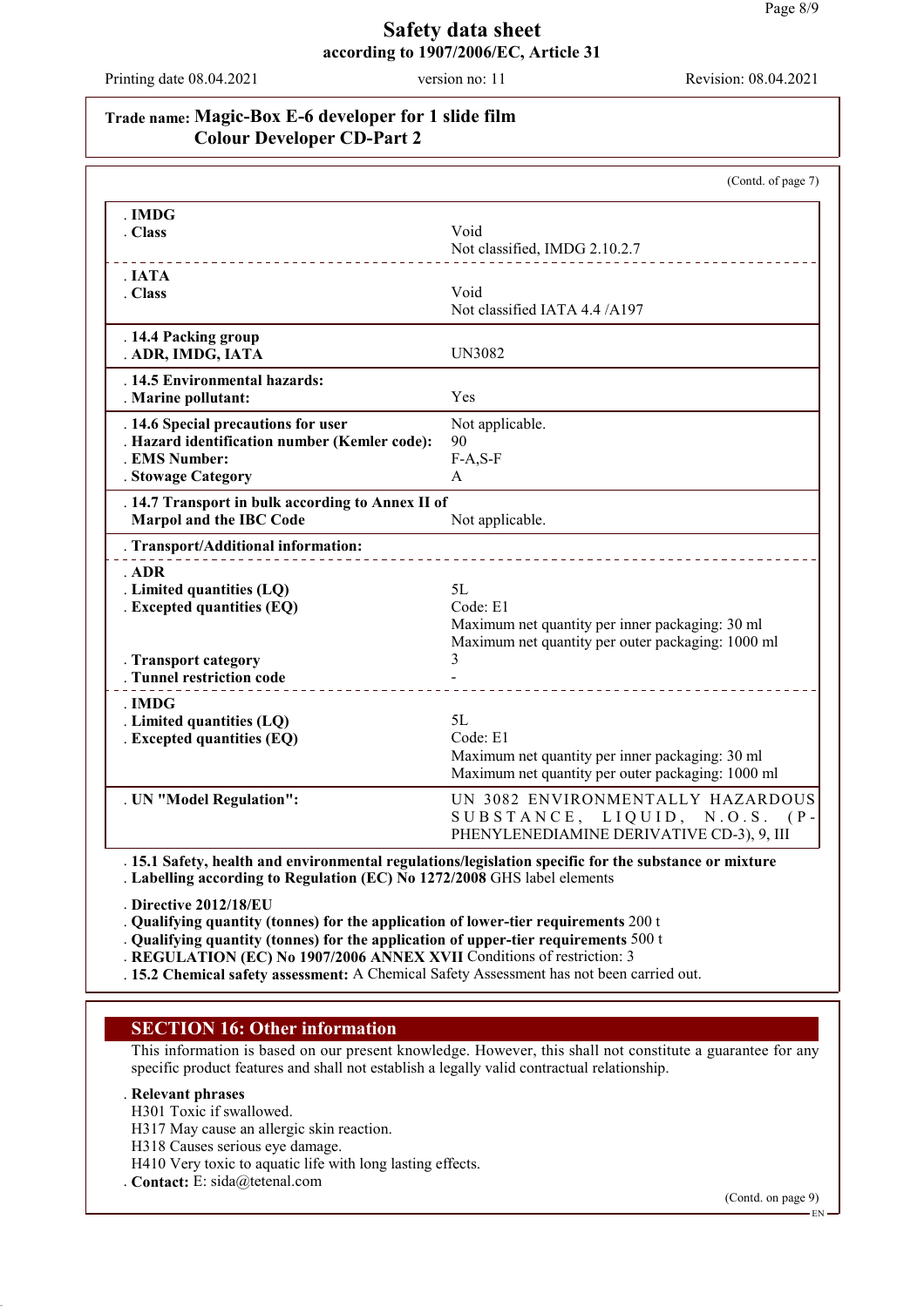**Trade name: Magic-Box E-6 developer for 1 slide film Colour Developer CD-Part 2**

(Contd. of page 7)

| | |
|---|---|
| **. IMDG** | |
| **. Class** | Void<br>Not classified, IMDG 2.10.2.7 |
| **. IATA** | |
| **. Class** | Void<br>Not classified IATA 4.4 /A197 |
| **. 14.4 Packing group** | |
| **. ADR, IMDG, IATA** | UN3082 |
| **. 14.5 Environmental hazards:** | |
| **. Marine pollutant:** | Yes |
| **. 14.6 Special precautions for user** | Not applicable. |
| **. Hazard identification number (Kemler code):** | 90 |
| **. EMS Number:** | F-A,S-F |
| **. Stowage Category** | A |
| **. 14.7 Transport in bulk according to Annex II of Marpol and the IBC Code** | Not applicable. |
| **. Transport/Additional information:** | |
| **. ADR** | |
| **. Limited quantities (LQ)** | 5L |
| **. Excepted quantities (EQ)** | Code: E1<br>Maximum net quantity per inner packaging: 30 ml<br>Maximum net quantity per outer packaging: 1000 ml |
| **. Transport category** | 3 |
| **. Tunnel restriction code** | - |
| **. IMDG** | |
| **. Limited quantities (LQ)** | 5L |
| **. Excepted quantities (EQ)** | Code: E1<br>Maximum net quantity per inner packaging: 30 ml<br>Maximum net quantity per outer packaging: 1000 ml |
| **. UN "Model Regulation":** | UN 3082 ENVIRONMENTALLY HAZARDOUS SUBSTANCE, LIQUID, N.O.S. (P-PHENYLENEDIAMINE DERIVATIVE CD-3), 9, III |

**. 15.1 Safety, health and environmental regulations/legislation specific for the substance or mixture**
**. Labelling according to Regulation (EC) No 1272/2008** GHS label elements

**. Directive 2012/18/EU**
**. Qualifying quantity (tonnes) for the application of lower-tier requirements** 200 t
**. Qualifying quantity (tonnes) for the application of upper-tier requirements** 500 t
**. REGULATION (EC) No 1907/2006 ANNEX XVII** Conditions of restriction: 3
**. 15.2 Chemical safety assessment:** A Chemical Safety Assessment has not been carried out.

## SECTION 16: Other information

This information is based on our present knowledge. However, this shall not constitute a guarantee for any specific product features and shall not establish a legally valid contractual relationship.

**. Relevant phrases**
H301 Toxic if swallowed.
H317 May cause an allergic skin reaction.
H318 Causes serious eye damage.
H410 Very toxic to aquatic life with long lasting effects.
**. Contact:** E: sida@tetenal.com

(Contd. on page 9)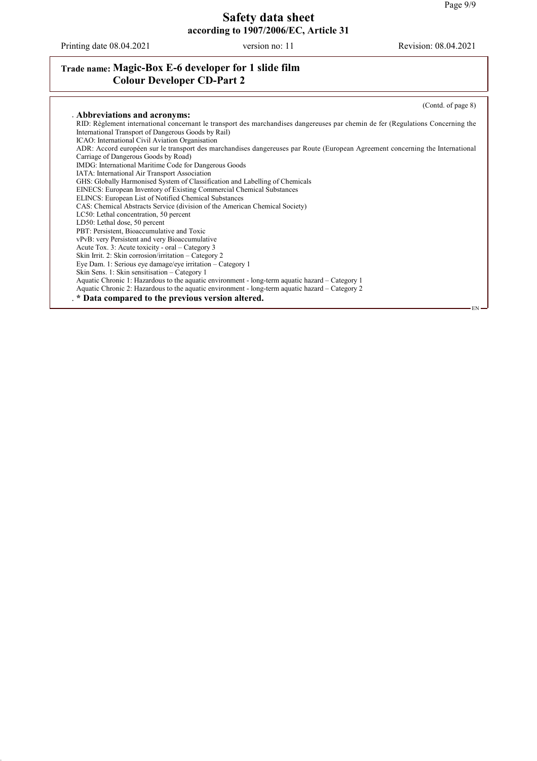# Safety data sheet

**according to 1907/2006/EC, Article 31**

Printing date 08.04.2021 version no: 11 Revision: 08.04.2021

**Trade name: Magic-Box E-6 developer for 1 slide film Colour Developer CD-Part 2**

(Contd. of page 8)

**Abbreviations and acronyms:**

RID: Règlement international concernant le transport des marchandises dangereuses par chemin de fer (Regulations Concerning the International Transport of Dangerous Goods by Rail)
ICAO: International Civil Aviation Organisation
ADR: Accord européen sur le transport des marchandises dangereuses par Route (European Agreement concerning the International Carriage of Dangerous Goods by Road)
IMDG: International Maritime Code for Dangerous Goods
IATA: International Air Transport Association
GHS: Globally Harmonised System of Classification and Labelling of Chemicals
EINECS: European Inventory of Existing Commercial Chemical Substances
ELINCS: European List of Notified Chemical Substances
CAS: Chemical Abstracts Service (division of the American Chemical Society)
LC50: Lethal concentration, 50 percent
LD50: Lethal dose, 50 percent
PBT: Persistent, Bioaccumulative and Toxic
vPvB: very Persistent and very Bioaccumulative
Acute Tox. 3: Acute toxicity - oral – Category 3
Skin Irrit. 2: Skin corrosion/irritation – Category 2
Eye Dam. 1: Serious eye damage/eye irritation – Category 1
Skin Sens. 1: Skin sensitisation – Category 1
Aquatic Chronic 1: Hazardous to the aquatic environment - long-term aquatic hazard – Category 1
Aquatic Chronic 2: Hazardous to the aquatic environment - long-term aquatic hazard – Category 2

**\* Data compared to the previous version altered.**

EN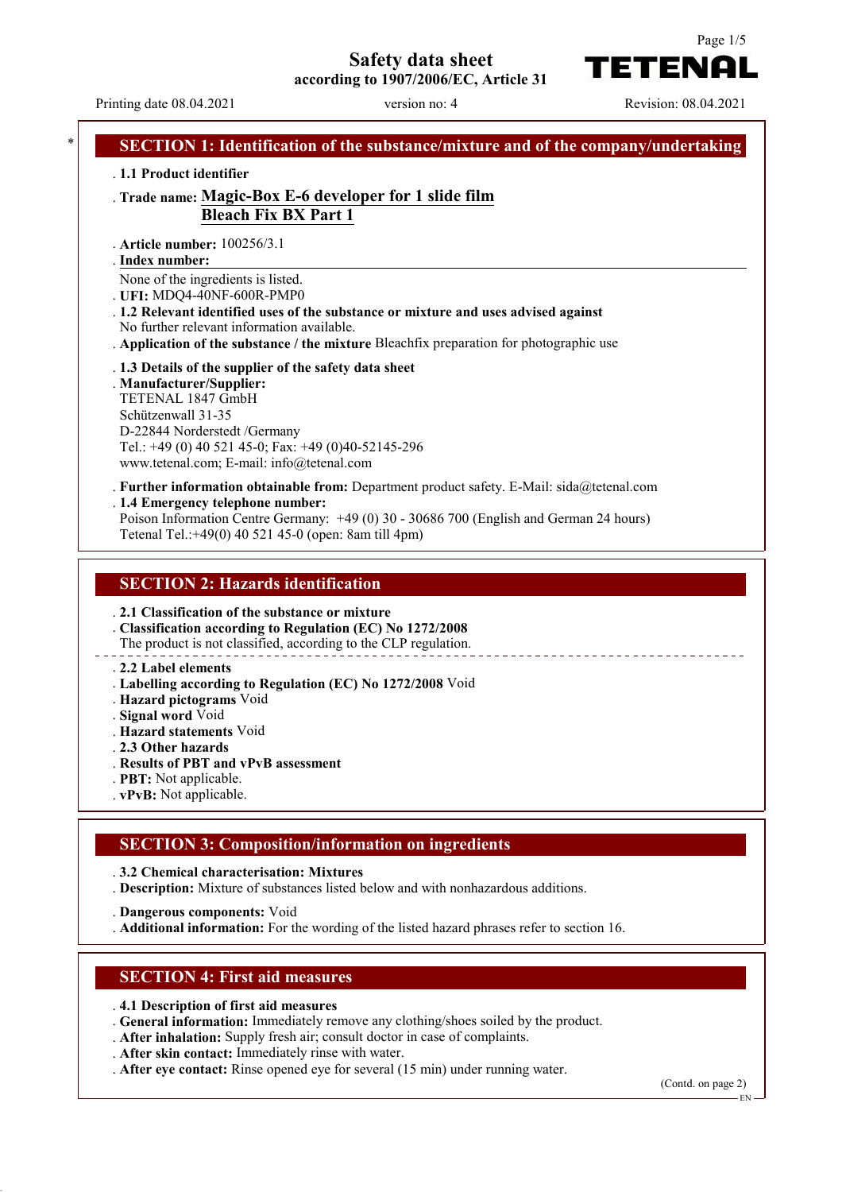# Safety data sheet

according to 1907/2006/EC, Article 31

Printing date 08.04.2021 version no: 4 Revision: 08.04.2021

## SECTION 1: Identification of the substance/mixture and of the company/undertaking

- **1.1 Product identifier**
- **Trade name: Magic-Box E-6 developer for 1 slide film Bleach Fix BX Part 1**
- **Article number:** 100256/3.1
- **Index number:**

  None of the ingredients is listed.
- **UFI:** MDQ4-40NF-600R-PMP0
- **1.2 Relevant identified uses of the substance or mixture and uses advised against**

  No further relevant information available.
- **Application of the substance / the mixture** Bleachfix preparation for photographic use
- **1.3 Details of the supplier of the safety data sheet**
- **Manufacturer/Supplier:**

  TETENAL 1847 GmbH
  Schützenwall 31-35
  D-22844 Norderstedt /Germany
  Tel.: +49 (0) 40 521 45-0; Fax: +49 (0)40-52145-296
  www.tetenal.com; E-mail: info@tetenal.com
- **Further information obtainable from:** Department product safety. E-Mail: sida@tetenal.com
- **1.4 Emergency telephone number:**

  Poison Information Centre Germany: +49 (0) 30 - 30686 700 (English and German 24 hours)
  Tetenal Tel.:+49(0) 40 521 45-0 (open: 8am till 4pm)

## SECTION 2: Hazards identification

- **2.1 Classification of the substance or mixture**
- **Classification according to Regulation (EC) No 1272/2008**

  The product is not classified, according to the CLP regulation.
- **2.2 Label elements**
- **Labelling according to Regulation (EC) No 1272/2008** Void
- **Hazard pictograms** Void
- **Signal word** Void
- **Hazard statements** Void
- **2.3 Other hazards**
- **Results of PBT and vPvB assessment**
- **PBT:** Not applicable.
- **vPvB:** Not applicable.

## SECTION 3: Composition/information on ingredients

- **3.2 Chemical characterisation: Mixtures**
- **Description:** Mixture of substances listed below and with nonhazardous additions.
- **Dangerous components:** Void
- **Additional information:** For the wording of the listed hazard phrases refer to section 16.

## SECTION 4: First aid measures

- **4.1 Description of first aid measures**
- **General information:** Immediately remove any clothing/shoes soiled by the product.
- **After inhalation:** Supply fresh air; consult doctor in case of complaints.
- **After skin contact:** Immediately rinse with water.
- **After eye contact:** Rinse opened eye for several (15 min) under running water.

(Contd. on page 2)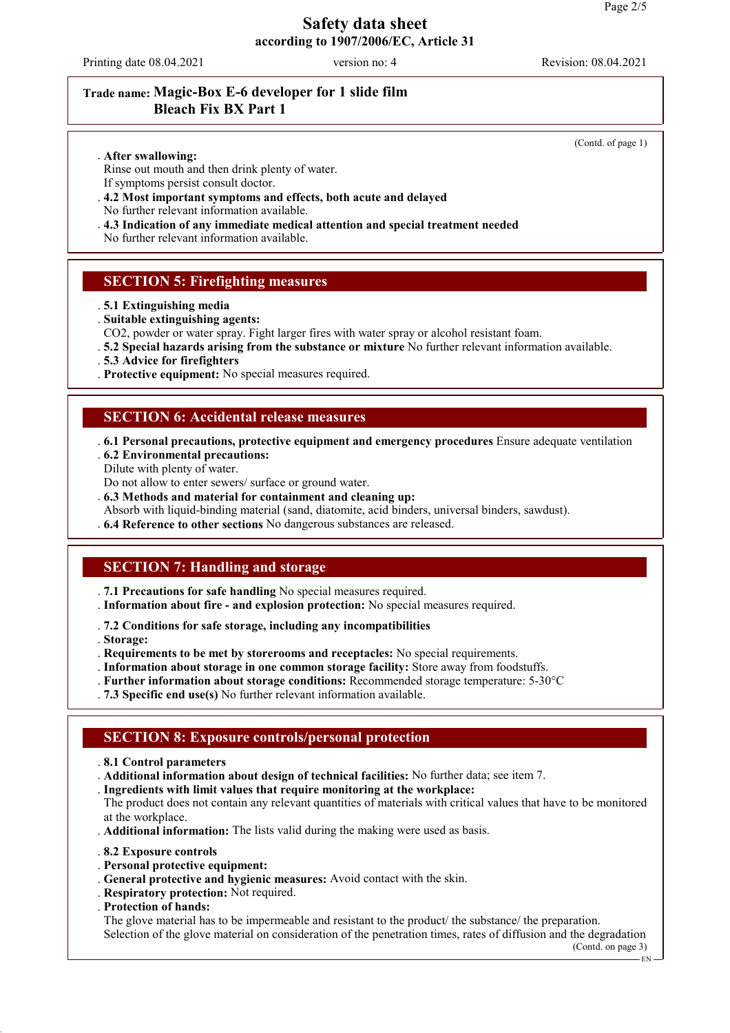**Trade name: Magic-Box E-6 developer for 1 slide film Bleach Fix BX Part 1**

(Contd. of page 1)

- **After swallowing:**
  Rinse out mouth and then drink plenty of water.
  If symptoms persist consult doctor.
- **4.2 Most important symptoms and effects, both acute and delayed**
  No further relevant information available.
- **4.3 Indication of any immediate medical attention and special treatment needed**
  No further relevant information available.

## SECTION 5: Firefighting measures

- **5.1 Extinguishing media**
- **Suitable extinguishing agents:**
  $CO_2$, powder or water spray. Fight larger fires with water spray or alcohol resistant foam.
- **5.2 Special hazards arising from the substance or mixture** No further relevant information available.
- **5.3 Advice for firefighters**
- **Protective equipment:** No special measures required.

## SECTION 6: Accidental release measures

- **6.1 Personal precautions, protective equipment and emergency procedures** Ensure adequate ventilation
- **6.2 Environmental precautions:**
  Dilute with plenty of water.
  Do not allow to enter sewers/ surface or ground water.
- **6.3 Methods and material for containment and cleaning up:**
  Absorb with liquid-binding material (sand, diatomite, acid binders, universal binders, sawdust).
- **6.4 Reference to other sections** No dangerous substances are released.

## SECTION 7: Handling and storage

- **7.1 Precautions for safe handling** No special measures required.
- **Information about fire - and explosion protection:** No special measures required.
- **7.2 Conditions for safe storage, including any incompatibilities**
- **Storage:**
- **Requirements to be met by storerooms and receptacles:** No special requirements.
- **Information about storage in one common storage facility:** Store away from foodstuffs.
- **Further information about storage conditions:** Recommended storage temperature: 5-30°C
- **7.3 Specific end use(s)** No further relevant information available.

## SECTION 8: Exposure controls/personal protection

- **8.1 Control parameters**
- **Additional information about design of technical facilities:** No further data; see item 7.
- **Ingredients with limit values that require monitoring at the workplace:**
  The product does not contain any relevant quantities of materials with critical values that have to be monitored at the workplace.
- **Additional information:** The lists valid during the making were used as basis.
- **8.2 Exposure controls**
- **Personal protective equipment:**
- **General protective and hygienic measures:** Avoid contact with the skin.
- **Respiratory protection:** Not required.
- **Protection of hands:**
  The glove material has to be impermeable and resistant to the product/ the substance/ the preparation.
  Selection of the glove material on consideration of the penetration times, rates of diffusion and the degradation

(Contd. on page 3)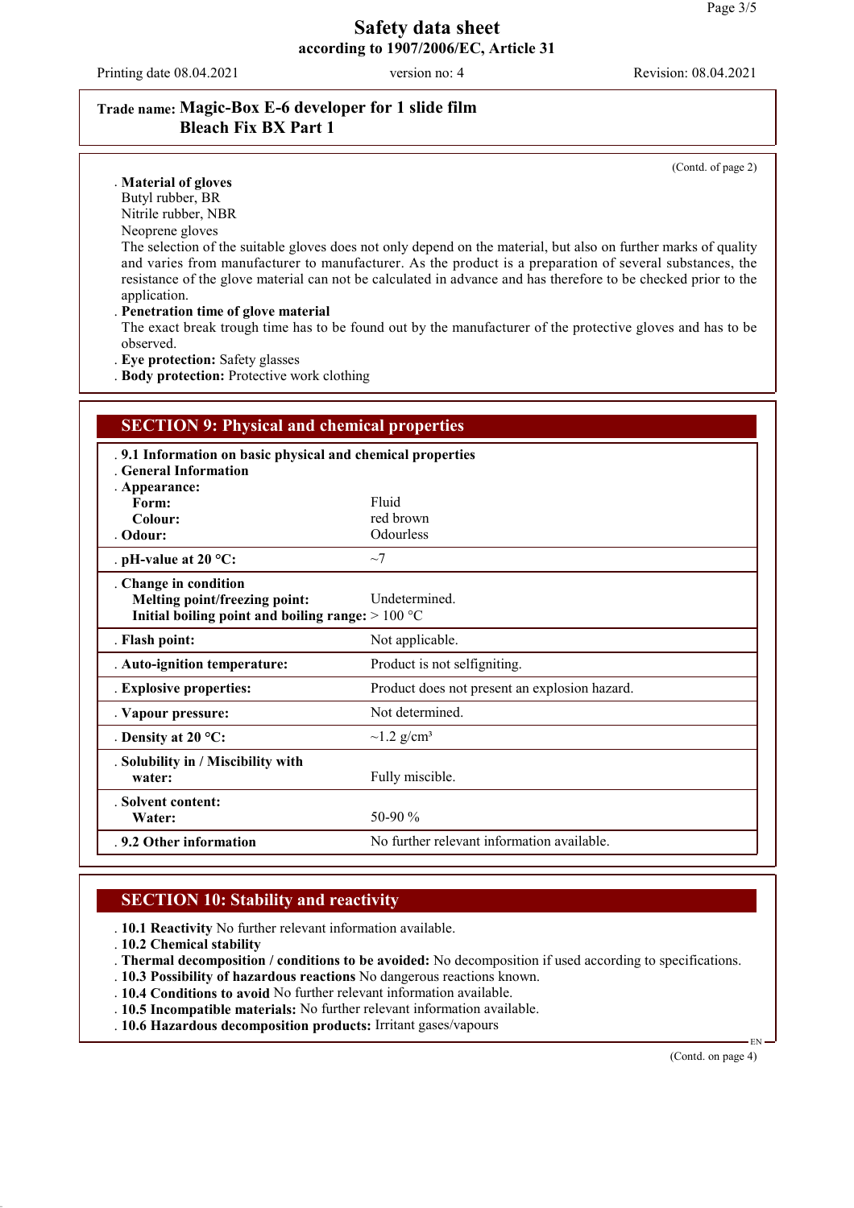Safety data sheet
according to 1907/2006/EC, Article 31

Printing date 08.04.2021 version no: 4 Revision: 08.04.2021

**Trade name: Magic-Box E-6 developer for 1 slide film Bleach Fix BX Part 1**

(Contd. of page 2)

**Material of gloves**
Butyl rubber, BR
Nitrile rubber, NBR
Neoprene gloves
The selection of the suitable gloves does not only depend on the material, but also on further marks of quality and varies from manufacturer to manufacturer. As the product is a preparation of several substances, the resistance of the glove material can not be calculated in advance and has therefore to be checked prior to the application.

**Penetration time of glove material**
The exact break trough time has to be found out by the manufacturer of the protective gloves and has to be observed.

**Eye protection:** Safety glasses

**Body protection:** Protective work clothing

## SECTION 9: Physical and chemical properties

| | |
|---|---|
| **9.1 Information on basic physical and chemical properties** | |
| **General Information** | |
| **Appearance:** | |
| **Form:** | Fluid |
| **Colour:** | red brown |
| **Odour:** | Odourless |
| **pH-value at 20 °C:** | ~7 |
| **Change in condition** | |
| **Melting point/freezing point:** | Undetermined. |
| **Initial boiling point and boiling range:** | > 100 °C |
| **Flash point:** | Not applicable. |
| **Auto-ignition temperature:** | Product is not selfigniting. |
| **Explosive properties:** | Product does not present an explosion hazard. |
| **Vapour pressure:** | Not determined. |
| **Density at 20 °C:** | ~1.2 g/cm³ |
| **Solubility in / Miscibility with water:** | Fully miscible. |
| **Solvent content:** | |
| **Water:** | 50-90 % |
| **9.2 Other information** | No further relevant information available. |

## SECTION 10: Stability and reactivity

- **10.1 Reactivity** No further relevant information available.
- **10.2 Chemical stability**
- **Thermal decomposition / conditions to be avoided:** No decomposition if used according to specifications.
- **10.3 Possibility of hazardous reactions** No dangerous reactions known.
- **10.4 Conditions to avoid** No further relevant information available.
- **10.5 Incompatible materials:** No further relevant information available.
- **10.6 Hazardous decomposition products:** Irritant gases/vapours

(Contd. on page 4)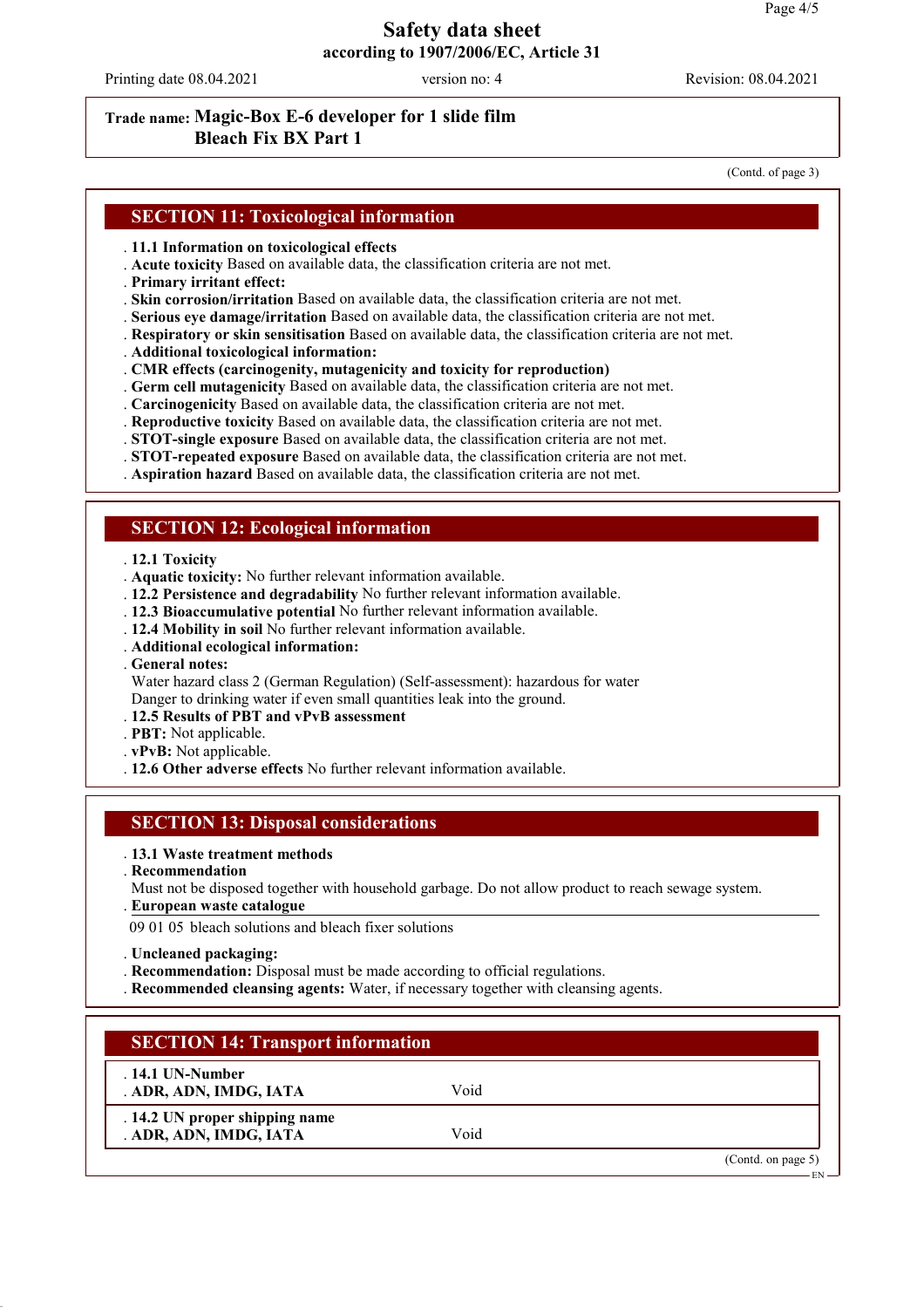**Trade name: Magic-Box E-6 developer for 1 slide film Bleach Fix BX Part 1**

(Contd. of page 3)

## SECTION 11: Toxicological information

- **11.1 Information on toxicological effects**
- **Acute toxicity** Based on available data, the classification criteria are not met.
- **Primary irritant effect:**
- **Skin corrosion/irritation** Based on available data, the classification criteria are not met.
- **Serious eye damage/irritation** Based on available data, the classification criteria are not met.
- **Respiratory or skin sensitisation** Based on available data, the classification criteria are not met.
- **Additional toxicological information:**
- **CMR effects (carcinogenity, mutagenicity and toxicity for reproduction)**
- **Germ cell mutagenicity** Based on available data, the classification criteria are not met.
- **Carcinogenicity** Based on available data, the classification criteria are not met.
- **Reproductive toxicity** Based on available data, the classification criteria are not met.
- **STOT-single exposure** Based on available data, the classification criteria are not met.
- **STOT-repeated exposure** Based on available data, the classification criteria are not met.
- **Aspiration hazard** Based on available data, the classification criteria are not met.

## SECTION 12: Ecological information

- **12.1 Toxicity**
- **Aquatic toxicity:** No further relevant information available.
- **12.2 Persistence and degradability** No further relevant information available.
- **12.3 Bioaccumulative potential** No further relevant information available.
- **12.4 Mobility in soil** No further relevant information available.
- **Additional ecological information:**
- **General notes:**
  Water hazard class 2 (German Regulation) (Self-assessment): hazardous for water
  Danger to drinking water if even small quantities leak into the ground.
- **12.5 Results of PBT and vPvB assessment**
- **PBT:** Not applicable.
- **vPvB:** Not applicable.
- **12.6 Other adverse effects** No further relevant information available.

## SECTION 13: Disposal considerations

- **13.1 Waste treatment methods**
- **Recommendation**
  Must not be disposed together with household garbage. Do not allow product to reach sewage system.
- **European waste catalogue**

09 01 05 bleach solutions and bleach fixer solutions

- **Uncleaned packaging:**
- **Recommendation:** Disposal must be made according to official regulations.
- **Recommended cleansing agents:** Water, if necessary together with cleansing agents.

## SECTION 14: Transport information

| | |
|---|---|
| **14.1 UN-Number** | |
| **ADR, ADN, IMDG, IATA** | Void |
| **14.2 UN proper shipping name** | |
| **ADR, ADN, IMDG, IATA** | Void |

(Contd. on page 5)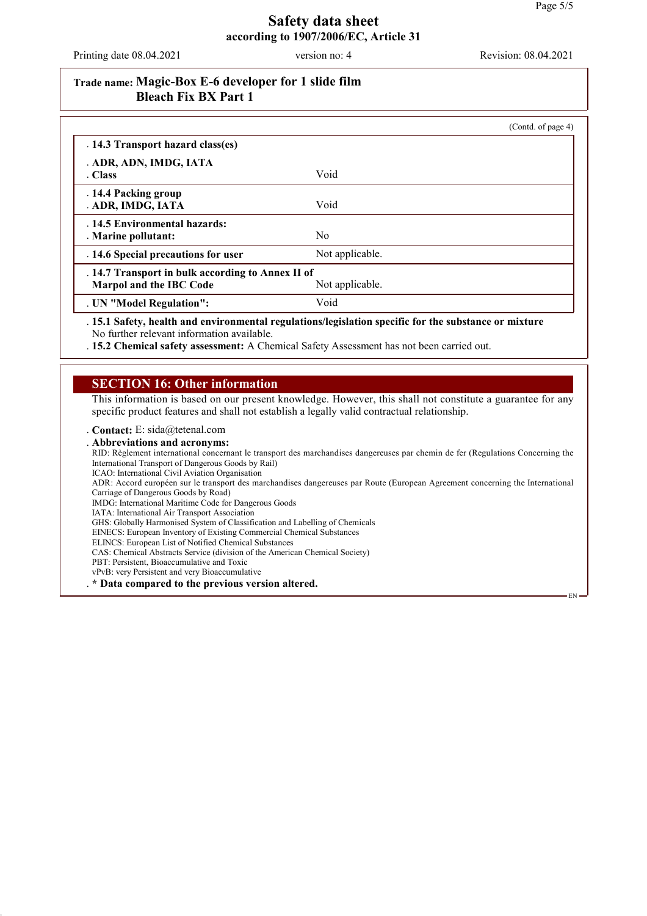# Safety data sheet
## according to 1907/2006/EC, Article 31

Printing date 08.04.2021 | version no: 4 | Revision: 08.04.2021

**Trade name: Magic-Box E-6 developer for 1 slide film Bleach Fix BX Part 1**

(Contd. of page 4)

| | |
|---|---|
| **14.3 Transport hazard class(es)** | |
| **ADR, ADN, IMDG, IATA** | |
| **Class** | Void |
| **14.4 Packing group** | |
| **ADR, IMDG, IATA** | Void |
| **14.5 Environmental hazards:** | |
| **Marine pollutant:** | No |
| **14.6 Special precautions for user** | Not applicable. |
| **14.7 Transport in bulk according to Annex II of Marpol and the IBC Code** | Not applicable. |
| **UN "Model Regulation":** | Void |

**15.1 Safety, health and environmental regulations/legislation specific for the substance or mixture**
No further relevant information available.

**15.2 Chemical safety assessment:** A Chemical Safety Assessment has not been carried out.

## SECTION 16: Other information

This information is based on our present knowledge. However, this shall not constitute a guarantee for any specific product features and shall not establish a legally valid contractual relationship.

**Contact:** E: sida@tetenal.com

**Abbreviations and acronyms:**

RID: Règlement international concernant le transport des marchandises dangereuses par chemin de fer (Regulations Concerning the International Transport of Dangerous Goods by Rail)
ICAO: International Civil Aviation Organisation
ADR: Accord européen sur le transport des marchandises dangereuses par Route (European Agreement concerning the International Carriage of Dangerous Goods by Road)
IMDG: International Maritime Code for Dangerous Goods
IATA: International Air Transport Association
GHS: Globally Harmonised System of Classification and Labelling of Chemicals
EINECS: European Inventory of Existing Commercial Chemical Substances
ELINCS: European List of Notified Chemical Substances
CAS: Chemical Abstracts Service (division of the American Chemical Society)
PBT: Persistent, Bioaccumulative and Toxic
vPvB: very Persistent and very Bioaccumulative

**\* Data compared to the previous version altered.**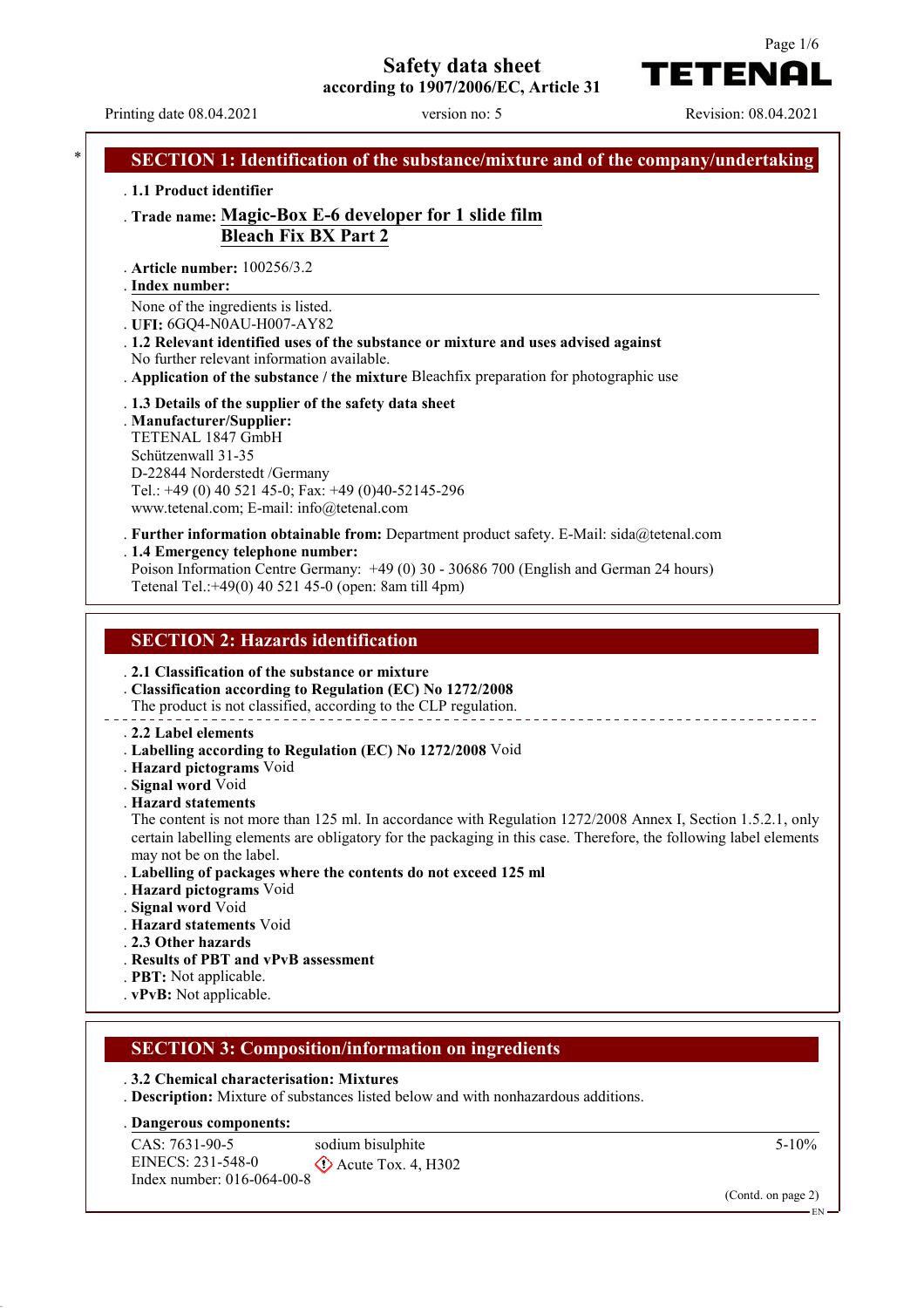# Safety data sheet

according to 1907/2006/EC, Article 31

Printing date 08.04.2021 version no: 5 Revision: 08.04.2021

## SECTION 1: Identification of the substance/mixture and of the company/undertaking

. **1.1 Product identifier**

. **Trade name: Magic-Box E-6 developer for 1 slide film**
**Bleach Fix BX Part 2**

. **Article number:** 100256/3.2
. **Index number:**
None of the ingredients is listed.
. **UFI:** 6GQ4-N0AU-H007-AY82
. **1.2 Relevant identified uses of the substance or mixture and uses advised against**
No further relevant information available.
. **Application of the substance / the mixture** Bleachfix preparation for photographic use

. **1.3 Details of the supplier of the safety data sheet**
. **Manufacturer/Supplier:**
TETENAL 1847 GmbH
Schützenwall 31-35
D-22844 Norderstedt /Germany
Tel.: +49 (0) 40 521 45-0; Fax: +49 (0)40-52145-296
www.tetenal.com; E-mail: info@tetenal.com

. **Further information obtainable from:** Department product safety. E-Mail: sida@tetenal.com
. **1.4 Emergency telephone number:**
Poison Information Centre Germany: +49 (0) 30 - 30686 700 (English and German 24 hours)
Tetenal Tel.:+49(0) 40 521 45-0 (open: 8am till 4pm)

## SECTION 2: Hazards identification

. **2.1 Classification of the substance or mixture**
. **Classification according to Regulation (EC) No 1272/2008**
The product is not classified, according to the CLP regulation.

. **2.2 Label elements**
. **Labelling according to Regulation (EC) No 1272/2008** Void
. **Hazard pictograms** Void
. **Signal word** Void
. **Hazard statements**
The content is not more than 125 ml. In accordance with Regulation 1272/2008 Annex I, Section 1.5.2.1, only certain labelling elements are obligatory for the packaging in this case. Therefore, the following label elements may not be on the label.
. **Labelling of packages where the contents do not exceed 125 ml**
. **Hazard pictograms** Void
. **Signal word** Void
. **Hazard statements** Void
. **2.3 Other hazards**
. **Results of PBT and vPvB assessment**
. **PBT:** Not applicable.
. **vPvB:** Not applicable.

## SECTION 3: Composition/information on ingredients

. **3.2 Chemical characterisation: Mixtures**
. **Description:** Mixture of substances listed below and with nonhazardous additions.

. **Dangerous components:**

| | | |
|---|---|---|
| CAS: 7631-90-5<br>EINECS: 231-548-0<br>Index number: 016-064-00-8 | sodium bisulphite<br>Acute Tox. 4, H302 | 5-10% |

(Contd. on page 2)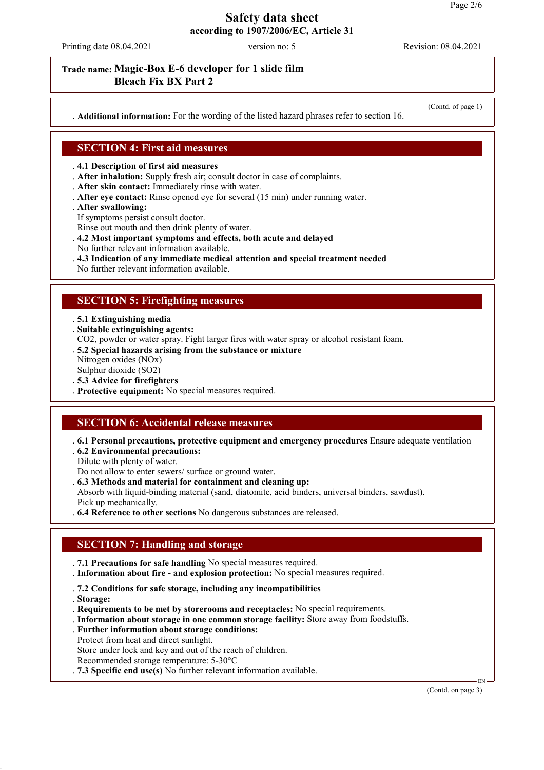# Safety data sheet
**according to 1907/2006/EC, Article 31**

Printing date 08.04.2021 version no: 5 Revision: 08.04.2021

**Trade name: Magic-Box E-6 developer for 1 slide film Bleach Fix BX Part 2**

(Contd. of page 1)

· **Additional information:** For the wording of the listed hazard phrases refer to section 16.

## SECTION 4: First aid measures

· **4.1 Description of first aid measures**
· **After inhalation:** Supply fresh air; consult doctor in case of complaints.
· **After skin contact:** Immediately rinse with water.
· **After eye contact:** Rinse opened eye for several (15 min) under running water.
· **After swallowing:**
If symptoms persist consult doctor.
Rinse out mouth and then drink plenty of water.
· **4.2 Most important symptoms and effects, both acute and delayed**
No further relevant information available.
· **4.3 Indication of any immediate medical attention and special treatment needed**
No further relevant information available.

## SECTION 5: Firefighting measures

· **5.1 Extinguishing media**
· **Suitable extinguishing agents:**
$CO_2$, powder or water spray. Fight larger fires with water spray or alcohol resistant foam.
· **5.2 Special hazards arising from the substance or mixture**
Nitrogen oxides ($NO_x$)
Sulphur dioxide ($SO_2$)
· **5.3 Advice for firefighters**
· **Protective equipment:** No special measures required.

## SECTION 6: Accidental release measures

· **6.1 Personal precautions, protective equipment and emergency procedures** Ensure adequate ventilation
· **6.2 Environmental precautions:**
Dilute with plenty of water.
Do not allow to enter sewers/ surface or ground water.
· **6.3 Methods and material for containment and cleaning up:**
Absorb with liquid-binding material (sand, diatomite, acid binders, universal binders, sawdust).
Pick up mechanically.
· **6.4 Reference to other sections** No dangerous substances are released.

## SECTION 7: Handling and storage

· **7.1 Precautions for safe handling** No special measures required.
· **Information about fire - and explosion protection:** No special measures required.

· **7.2 Conditions for safe storage, including any incompatibilities**
· **Storage:**
· **Requirements to be met by storerooms and receptacles:** No special requirements.
· **Information about storage in one common storage facility:** Store away from foodstuffs.
· **Further information about storage conditions:**
Protect from heat and direct sunlight.
Store under lock and key and out of the reach of children.
Recommended storage temperature: 5-30°C
· **7.3 Specific end use(s)** No further relevant information available.

(Contd. on page 3)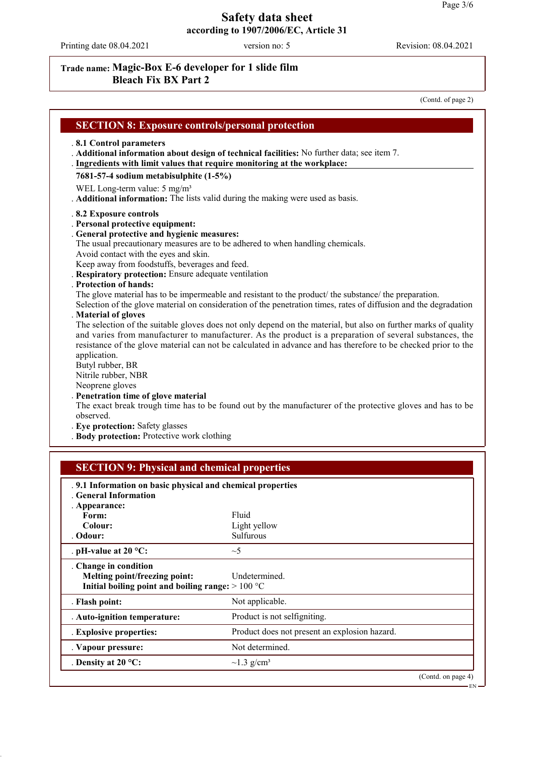# Safety data sheet
**according to 1907/2006/EC, Article 31**

Printing date 08.04.2021 | version no: 5 | Revision: 08.04.2021

**Trade name: Magic-Box E-6 developer for 1 slide film Bleach Fix BX Part 2**

(Contd. of page 2)

## SECTION 8: Exposure controls/personal protection

- **8.1 Control parameters**
- **Additional information about design of technical facilities:** No further data; see item 7.
- **Ingredients with limit values that require monitoring at the workplace:**

**7681-57-4 sodium metabisulphite (1-5%)**

WEL Long-term value: 5 mg/m³

- **Additional information:** The lists valid during the making were used as basis.

- **8.2 Exposure controls**
- **Personal protective equipment:**
- **General protective and hygienic measures:**
  The usual precautionary measures are to be adhered to when handling chemicals.
  Avoid contact with the eyes and skin.
  Keep away from foodstuffs, beverages and feed.
- **Respiratory protection:** Ensure adequate ventilation
- **Protection of hands:**
  The glove material has to be impermeable and resistant to the product/ the substance/ the preparation.
  Selection of the glove material on consideration of the penetration times, rates of diffusion and the degradation
- **Material of gloves**
  The selection of the suitable gloves does not only depend on the material, but also on further marks of quality and varies from manufacturer to manufacturer. As the product is a preparation of several substances, the resistance of the glove material can not be calculated in advance and has therefore to be checked prior to the application.
  Butyl rubber, BR
  Nitrile rubber, NBR
  Neoprene gloves
- **Penetration time of glove material**
  The exact break trough time has to be found out by the manufacturer of the protective gloves and has to be observed.
- **Eye protection:** Safety glasses
- **Body protection:** Protective work clothing

## SECTION 9: Physical and chemical properties

| | |
|---|---|
| **9.1 Information on basic physical and chemical properties** | |
| **General Information** | |
| **Appearance:** | |
| **Form:** | Fluid |
| **Colour:** | Light yellow |
| **Odour:** | Sulfurous |
| **pH-value at 20 °C:** | ~5 |
| **Change in condition** | |
| **Melting point/freezing point:** | Undetermined. |
| **Initial boiling point and boiling range:** | > 100 °C |
| **Flash point:** | Not applicable. |
| **Auto-ignition temperature:** | Product is not selfigniting. |
| **Explosive properties:** | Product does not present an explosion hazard. |
| **Vapour pressure:** | Not determined. |
| **Density at 20 °C:** | ~1.3 g/cm³ |

(Contd. on page 4)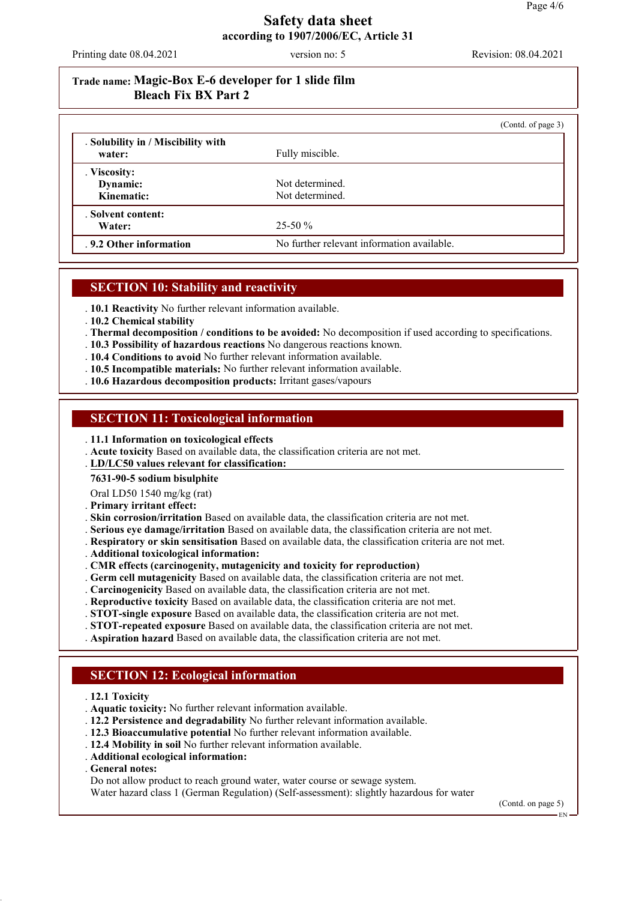# Safety data sheet
## according to 1907/2006/EC, Article 31

Printing date 08.04.2021 | version no: 5 | Revision: 08.04.2021

**Trade name: Magic-Box E-6 developer for 1 slide film**
**Bleach Fix BX Part 2**

(Contd. of page 3)

| | |
|---|---|
| . **Solubility in / Miscibility with water:** | Fully miscible. |
| . **Viscosity:** **Dynamic:** **Kinematic:** | Not determined. Not determined. |
| . **Solvent content:** **Water:** | 25-50 % |
| . **9.2 Other information** | No further relevant information available. |

## SECTION 10: Stability and reactivity

. **10.1 Reactivity** No further relevant information available.
. **10.2 Chemical stability**
. **Thermal decomposition / conditions to be avoided:** No decomposition if used according to specifications.
. **10.3 Possibility of hazardous reactions** No dangerous reactions known.
. **10.4 Conditions to avoid** No further relevant information available.
. **10.5 Incompatible materials:** No further relevant information available.
. **10.6 Hazardous decomposition products:** Irritant gases/vapours

## SECTION 11: Toxicological information

. **11.1 Information on toxicological effects**
. **Acute toxicity** Based on available data, the classification criteria are not met.
. **LD/LC50 values relevant for classification:**

**7631-90-5 sodium bisulphite**

Oral LD50 1540 mg/kg (rat)

. **Primary irritant effect:**
. **Skin corrosion/irritation** Based on available data, the classification criteria are not met.
. **Serious eye damage/irritation** Based on available data, the classification criteria are not met.
. **Respiratory or skin sensitisation** Based on available data, the classification criteria are not met.
. **Additional toxicological information:**
. **CMR effects (carcinogenity, mutagenicity and toxicity for reproduction)**
. **Germ cell mutagenicity** Based on available data, the classification criteria are not met.
. **Carcinogenicity** Based on available data, the classification criteria are not met.
. **Reproductive toxicity** Based on available data, the classification criteria are not met.
. **STOT-single exposure** Based on available data, the classification criteria are not met.
. **STOT-repeated exposure** Based on available data, the classification criteria are not met.
. **Aspiration hazard** Based on available data, the classification criteria are not met.

## SECTION 12: Ecological information

. **12.1 Toxicity**
. **Aquatic toxicity:** No further relevant information available.
. **12.2 Persistence and degradability** No further relevant information available.
. **12.3 Bioaccumulative potential** No further relevant information available.
. **12.4 Mobility in soil** No further relevant information available.
. **Additional ecological information:**
. **General notes:**
Do not allow product to reach ground water, water course or sewage system.
Water hazard class 1 (German Regulation) (Self-assessment): slightly hazardous for water

(Contd. on page 5)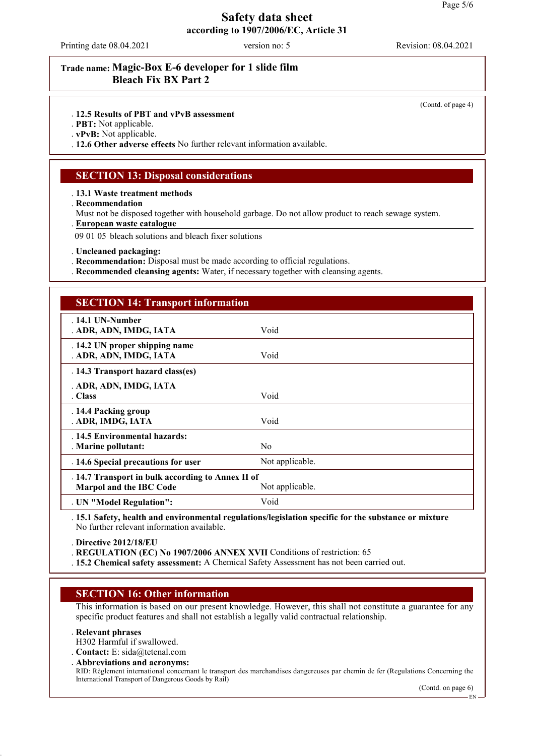**Trade name: Magic-Box E-6 developer for 1 slide film Bleach Fix BX Part 2**

(Contd. of page 4)

- **12.5 Results of PBT and vPvB assessment**
- **PBT:** Not applicable.
- **vPvB:** Not applicable.
- **12.6 Other adverse effects** No further relevant information available.

## SECTION 13: Disposal considerations

- **13.1 Waste treatment methods**
- **Recommendation**
  Must not be disposed together with household garbage. Do not allow product to reach sewage system.
- **European waste catalogue**

09 01 05 bleach solutions and bleach fixer solutions

- **Uncleaned packaging:**
- **Recommendation:** Disposal must be made according to official regulations.
- **Recommended cleansing agents:** Water, if necessary together with cleansing agents.

## SECTION 14: Transport information

| | |
|---|---|
| **14.1 UN-Number**<br>**ADR, ADN, IMDG, IATA** | Void |
| **14.2 UN proper shipping name**<br>**ADR, ADN, IMDG, IATA** | Void |
| **14.3 Transport hazard class(es)**<br>**ADR, ADN, IMDG, IATA**<br>**Class** | Void |
| **14.4 Packing group**<br>**ADR, IMDG, IATA** | Void |
| **14.5 Environmental hazards:**<br>**Marine pollutant:** | No |
| **14.6 Special precautions for user** | Not applicable. |
| **14.7 Transport in bulk according to Annex II of Marpol and the IBC Code** | Not applicable. |
| **UN "Model Regulation":** | Void |

- **15.1 Safety, health and environmental regulations/legislation specific for the substance or mixture**
  No further relevant information available.
- **Directive 2012/18/EU**
- **REGULATION (EC) No 1907/2006 ANNEX XVII** Conditions of restriction: 65
- **15.2 Chemical safety assessment:** A Chemical Safety Assessment has not been carried out.

## SECTION 16: Other information

This information is based on our present knowledge. However, this shall not constitute a guarantee for any specific product features and shall not establish a legally valid contractual relationship.

- **Relevant phrases**
  H302 Harmful if swallowed.
- **Contact:** E: sida@tetenal.com
- **Abbreviations and acronyms:**
  RID: Règlement international concernant le transport des marchandises dangereuses par chemin de fer (Regulations Concerning the International Transport of Dangerous Goods by Rail)

(Contd. on page 6)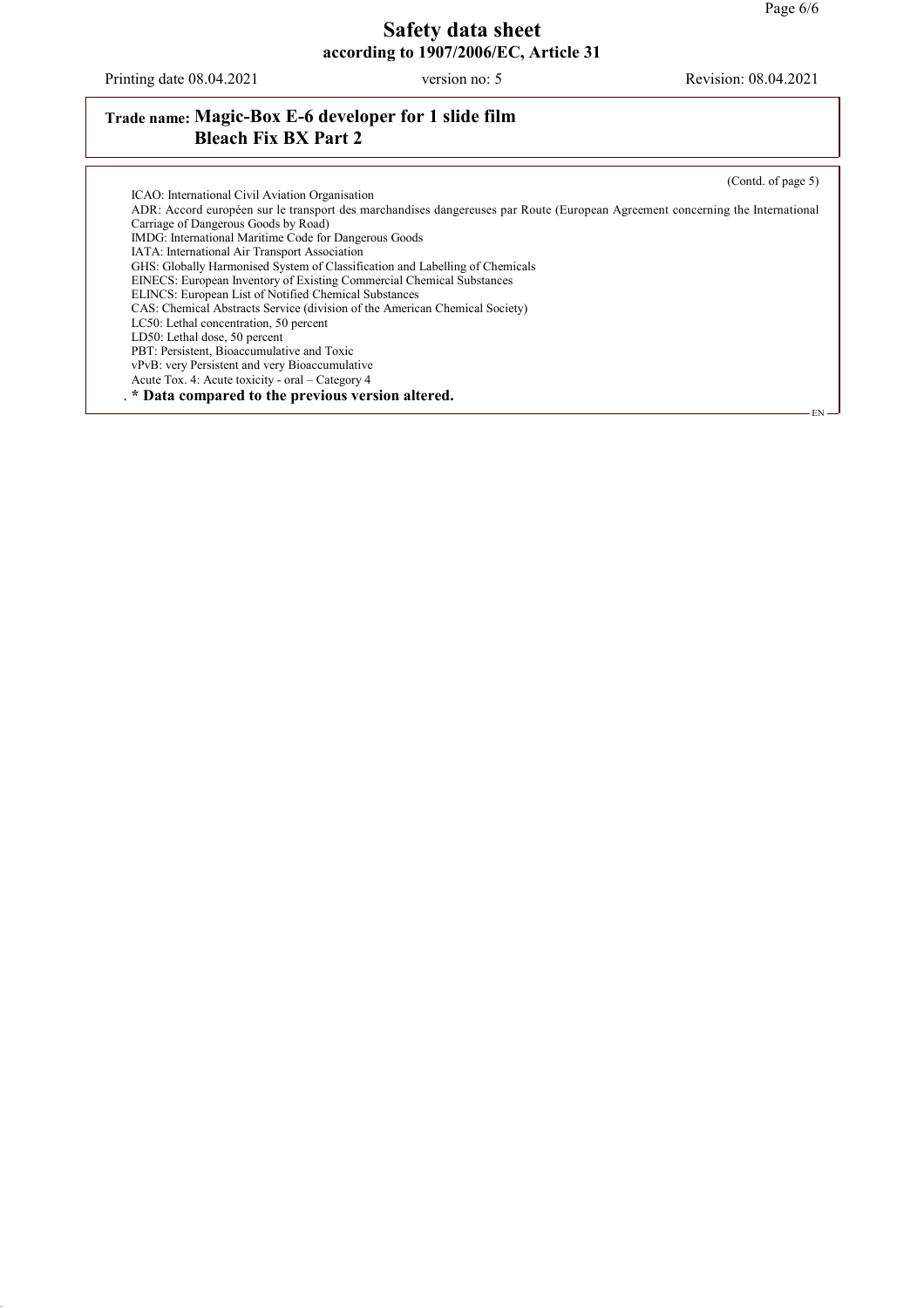# Safety data sheet
**according to 1907/2006/EC, Article 31**

Printing date 08.04.2021 version no: 5 Revision: 08.04.2021

**Trade name: Magic-Box E-6 developer for 1 slide film Bleach Fix BX Part 2**

(Contd. of page 5)

ICAO: International Civil Aviation Organisation
ADR: Accord européen sur le transport des marchandises dangereuses par Route (European Agreement concerning the International Carriage of Dangerous Goods by Road)
IMDG: International Maritime Code for Dangerous Goods
IATA: International Air Transport Association
GHS: Globally Harmonised System of Classification and Labelling of Chemicals
EINECS: European Inventory of Existing Commercial Chemical Substances
ELINCS: European List of Notified Chemical Substances
CAS: Chemical Abstracts Service (division of the American Chemical Society)
LC50: Lethal concentration, 50 percent
LD50: Lethal dose, 50 percent
PBT: Persistent, Bioaccumulative and Toxic
vPvB: very Persistent and very Bioaccumulative
Acute Tox. 4: Acute toxicity - oral – Category 4

**\* Data compared to the previous version altered.**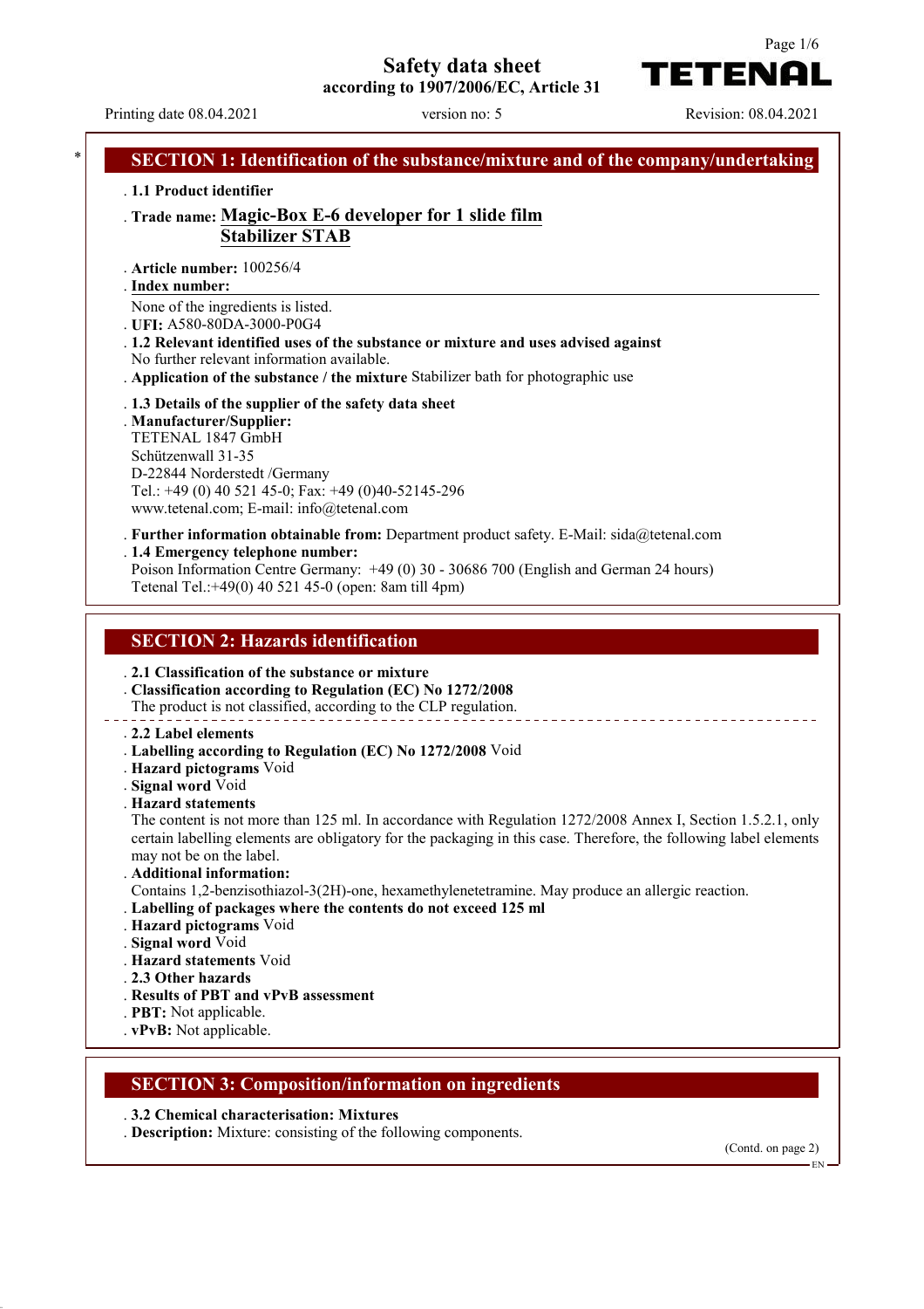# Safety data sheet

according to 1907/2006/EC, Article 31

Printing date 08.04.2021 | version no: 5 | Revision: 08.04.2021

## SECTION 1: Identification of the substance/mixture and of the company/undertaking

- **1.1 Product identifier**
- **Trade name: Magic-Box E-6 developer for 1 slide film Stabilizer STAB**
- **Article number:** 100256/4
- **Index number:**

None of the ingredients is listed.
- **UFI:** A580-80DA-3000-P0G4
- **1.2 Relevant identified uses of the substance or mixture and uses advised against**

No further relevant information available.
- **Application of the substance / the mixture** Stabilizer bath for photographic use
- **1.3 Details of the supplier of the safety data sheet**
- **Manufacturer/Supplier:**

TETENAL 1847 GmbH
Schützenwall 31-35
D-22844 Norderstedt /Germany
Tel.: +49 (0) 40 521 45-0; Fax: +49 (0)40-52145-296
www.tetenal.com; E-mail: info@tetenal.com

- **Further information obtainable from:** Department product safety. E-Mail: sida@tetenal.com
- **1.4 Emergency telephone number:**

Poison Information Centre Germany: +49 (0) 30 - 30686 700 (English and German 24 hours)
Tetenal Tel.:+49(0) 40 521 45-0 (open: 8am till 4pm)

## SECTION 2: Hazards identification

- **2.1 Classification of the substance or mixture**
- **Classification according to Regulation (EC) No 1272/2008**

The product is not classified, according to the CLP regulation.

- **2.2 Label elements**
- **Labelling according to Regulation (EC) No 1272/2008** Void
- **Hazard pictograms** Void
- **Signal word** Void
- **Hazard statements**

The content is not more than 125 ml. In accordance with Regulation 1272/2008 Annex I, Section 1.5.2.1, only certain labelling elements are obligatory for the packaging in this case. Therefore, the following label elements may not be on the label.
- **Additional information:**

Contains 1,2-benzisothiazol-3(2H)-one, hexamethylenetetramine. May produce an allergic reaction.
- **Labelling of packages where the contents do not exceed 125 ml**
- **Hazard pictograms** Void
- **Signal word** Void
- **Hazard statements** Void
- **2.3 Other hazards**
- **Results of PBT and vPvB assessment**
- **PBT:** Not applicable.
- **vPvB:** Not applicable.

## SECTION 3: Composition/information on ingredients

- **3.2 Chemical characterisation: Mixtures**
- **Description:** Mixture: consisting of the following components.

(Contd. on page 2)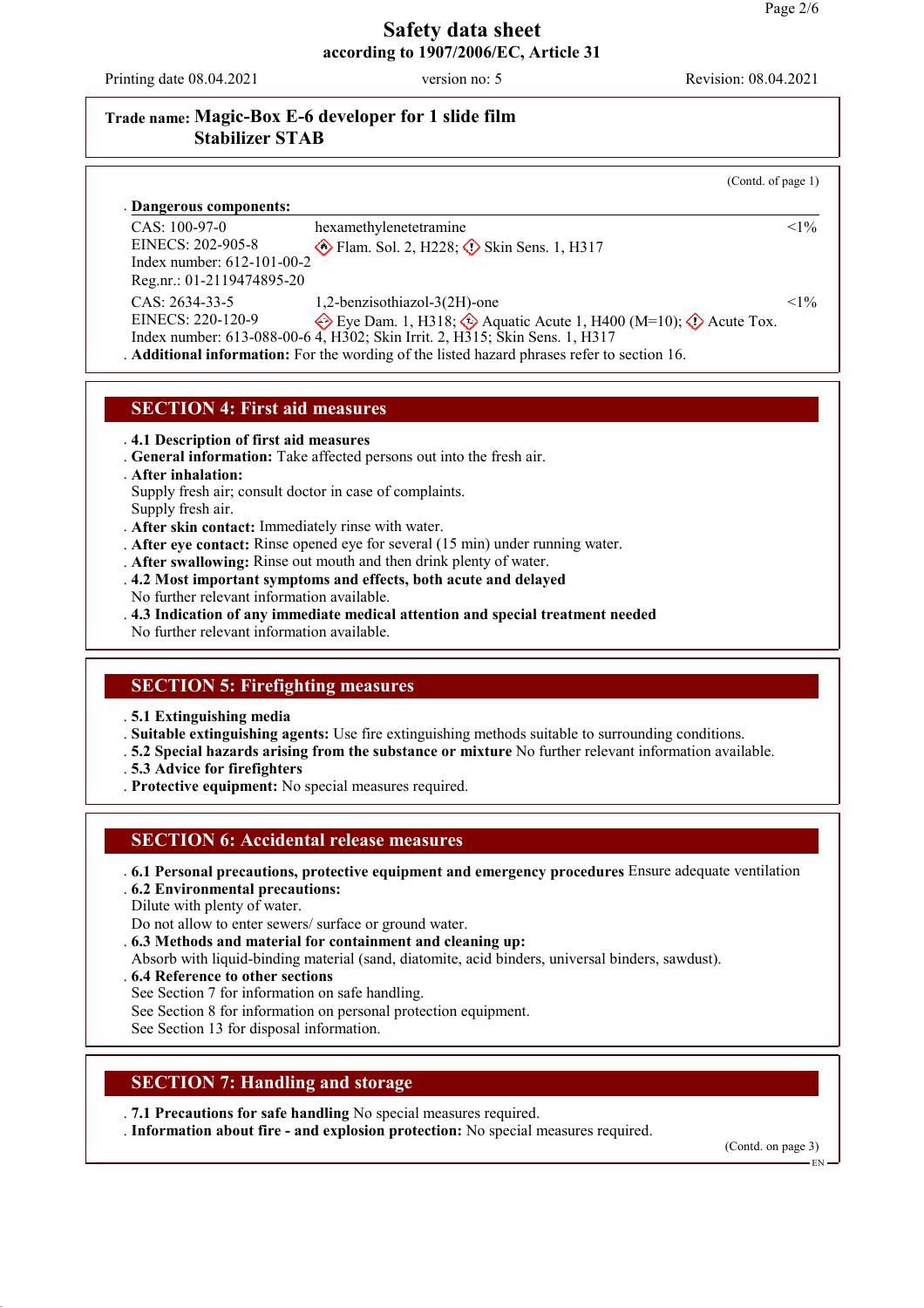# Safety data sheet
**according to 1907/2006/EC, Article 31**

Printing date 08.04.2021 version no: 5 Revision: 08.04.2021

**Trade name: Magic-Box E-6 developer for 1 slide film Stabilizer STAB**

(Contd. of page 1)

**Dangerous components:**

| | | |
|---|---|---|
| CAS: 100-97-0<br>EINECS: 202-905-8<br>Index number: 612-101-00-2<br>Reg.nr.: 01-2119474895-20 | hexamethylenetetramine<br>Flam. Sol. 2, H228; Skin Sens. 1, H317 | <1% |
| CAS: 2634-33-5<br>EINECS: 220-120-9<br>Index number: 613-088-00-6 | 1,2-benzisothiazol-3(2H)-one<br>Eye Dam. 1, H318; Aquatic Acute 1, H400 (M=10); Acute Tox. 4, H302; Skin Irrit. 2, H315; Skin Sens. 1, H317 | <1% |

**Additional information:** For the wording of the listed hazard phrases refer to section 16.

## SECTION 4: First aid measures

**4.1 Description of first aid measures**

**General information:** Take affected persons out into the fresh air.

**After inhalation:**
Supply fresh air; consult doctor in case of complaints.
Supply fresh air.

**After skin contact:** Immediately rinse with water.

**After eye contact:** Rinse opened eye for several (15 min) under running water.

**After swallowing:** Rinse out mouth and then drink plenty of water.

**4.2 Most important symptoms and effects, both acute and delayed**
No further relevant information available.

**4.3 Indication of any immediate medical attention and special treatment needed**
No further relevant information available.

## SECTION 5: Firefighting measures

**5.1 Extinguishing media**

**Suitable extinguishing agents:** Use fire extinguishing methods suitable to surrounding conditions.

**5.2 Special hazards arising from the substance or mixture** No further relevant information available.

**5.3 Advice for firefighters**

**Protective equipment:** No special measures required.

## SECTION 6: Accidental release measures

**6.1 Personal precautions, protective equipment and emergency procedures** Ensure adequate ventilation

**6.2 Environmental precautions:**
Dilute with plenty of water.
Do not allow to enter sewers/ surface or ground water.

**6.3 Methods and material for containment and cleaning up:**
Absorb with liquid-binding material (sand, diatomite, acid binders, universal binders, sawdust).

**6.4 Reference to other sections**
See Section 7 for information on safe handling.
See Section 8 for information on personal protection equipment.
See Section 13 for disposal information.

## SECTION 7: Handling and storage

**7.1 Precautions for safe handling** No special measures required.

**Information about fire - and explosion protection:** No special measures required.

(Contd. on page 3)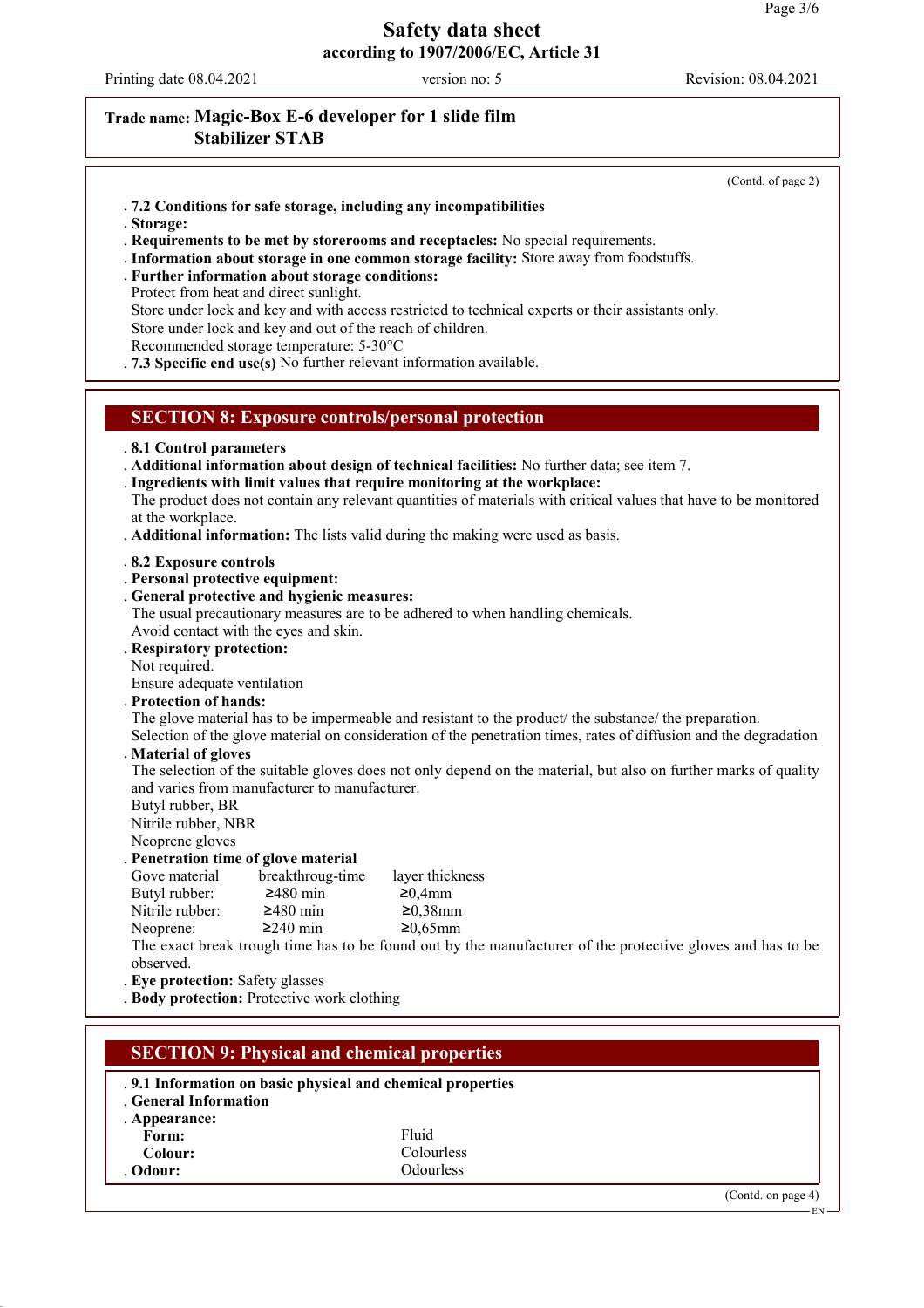**Trade name: Magic-Box E-6 developer for 1 slide film Stabilizer STAB**

(Contd. of page 2)

- **7.2 Conditions for safe storage, including any incompatibilities**
- **Storage:**
- **Requirements to be met by storerooms and receptacles:** No special requirements.
- **Information about storage in one common storage facility:** Store away from foodstuffs.
- **Further information about storage conditions:**
  Protect from heat and direct sunlight.
  Store under lock and key and with access restricted to technical experts or their assistants only.
  Store under lock and key and out of the reach of children.
  Recommended storage temperature: 5-30°C
- **7.3 Specific end use(s)** No further relevant information available.

## SECTION 8: Exposure controls/personal protection

- **8.1 Control parameters**
- **Additional information about design of technical facilities:** No further data; see item 7.
- **Ingredients with limit values that require monitoring at the workplace:**
  The product does not contain any relevant quantities of materials with critical values that have to be monitored at the workplace.
- **Additional information:** The lists valid during the making were used as basis.

- **8.2 Exposure controls**
- **Personal protective equipment:**
- **General protective and hygienic measures:**
  The usual precautionary measures are to be adhered to when handling chemicals.
  Avoid contact with the eyes and skin.
- **Respiratory protection:**
  Not required.
  Ensure adequate ventilation
- **Protection of hands:**
  The glove material has to be impermeable and resistant to the product/ the substance/ the preparation.
  Selection of the glove material on consideration of the penetration times, rates of diffusion and the degradation
- **Material of gloves**
  The selection of the suitable gloves does not only depend on the material, but also on further marks of quality and varies from manufacturer to manufacturer.
  Butyl rubber, BR
  Nitrile rubber, NBR
  Neoprene gloves
- **Penetration time of glove material**

| Gove material | breakthroug-time | layer thickness |
|---|---|---|
| Butyl rubber: | ≥480 min | ≥0,4mm |
| Nitrile rubber: | ≥480 min | ≥0,38mm |
| Neoprene: | ≥240 min | ≥0,65mm |

  The exact break trough time has to be found out by the manufacturer of the protective gloves and has to be observed.
- **Eye protection:** Safety glasses
- **Body protection:** Protective work clothing

## SECTION 9: Physical and chemical properties

- **9.1 Information on basic physical and chemical properties**
- **General Information**
- **Appearance:**
  - **Form:** Fluid
  - **Colour:** Colourless
- **Odour:** Odourless

(Contd. on page 4)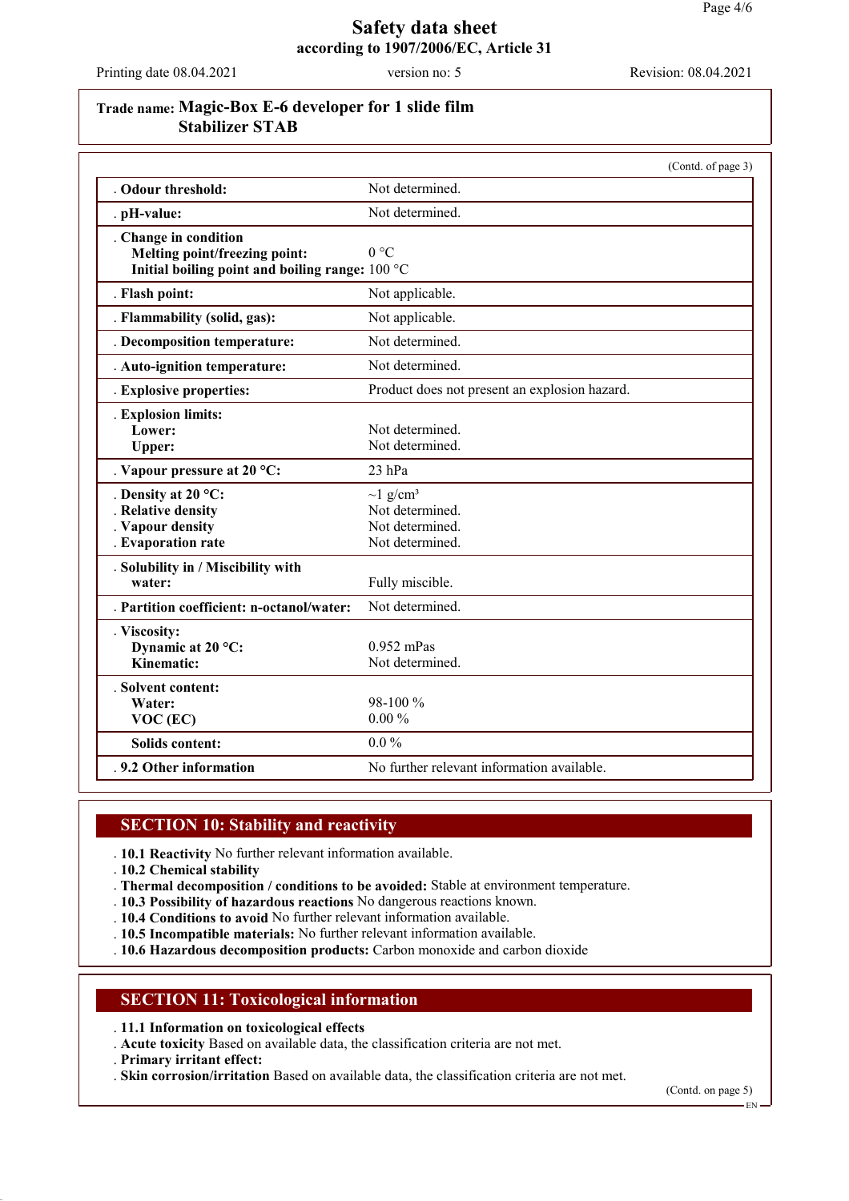# Safety data sheet
## according to 1907/2006/EC, Article 31

Printing date 08.04.2021 | version no: 5 | Revision: 08.04.2021

**Trade name: Magic-Box E-6 developer for 1 slide film Stabilizer STAB**

(Contd. of page 3)

| | |
|---|---|
| **Odour threshold:** | Not determined. |
| **pH-value:** | Not determined. |
| **Change in condition** | |
| **Melting point/freezing point:** | 0 °C |
| **Initial boiling point and boiling range:** | 100 °C |
| **Flash point:** | Not applicable. |
| **Flammability (solid, gas):** | Not applicable. |
| **Decomposition temperature:** | Not determined. |
| **Auto-ignition temperature:** | Not determined. |
| **Explosive properties:** | Product does not present an explosion hazard. |
| **Explosion limits:** | |
| **Lower:** | Not determined. |
| **Upper:** | Not determined. |
| **Vapour pressure at 20 °C:** | 23 hPa |
| **Density at 20 °C:** | ~1 $g/cm^3$ |
| **Relative density** | Not determined. |
| **Vapour density** | Not determined. |
| **Evaporation rate** | Not determined. |
| **Solubility in / Miscibility with water:** | Fully miscible. |
| **Partition coefficient: n-octanol/water:** | Not determined. |
| **Viscosity:** | |
| **Dynamic at 20 °C:** | 0.952 mPas |
| **Kinematic:** | Not determined. |
| **Solvent content:** | |
| **Water:** | 98-100 % |
| **VOC (EC)** | 0.00 % |
| **Solids content:** | 0.0 % |
| **9.2 Other information** | No further relevant information available. |

## SECTION 10: Stability and reactivity

- **10.1 Reactivity** No further relevant information available.
- **10.2 Chemical stability**
- **Thermal decomposition / conditions to be avoided:** Stable at environment temperature.
- **10.3 Possibility of hazardous reactions** No dangerous reactions known.
- **10.4 Conditions to avoid** No further relevant information available.
- **10.5 Incompatible materials:** No further relevant information available.
- **10.6 Hazardous decomposition products:** Carbon monoxide and carbon dioxide

## SECTION 11: Toxicological information

- **11.1 Information on toxicological effects**
- **Acute toxicity** Based on available data, the classification criteria are not met.
- **Primary irritant effect:**
- **Skin corrosion/irritation** Based on available data, the classification criteria are not met.

(Contd. on page 5)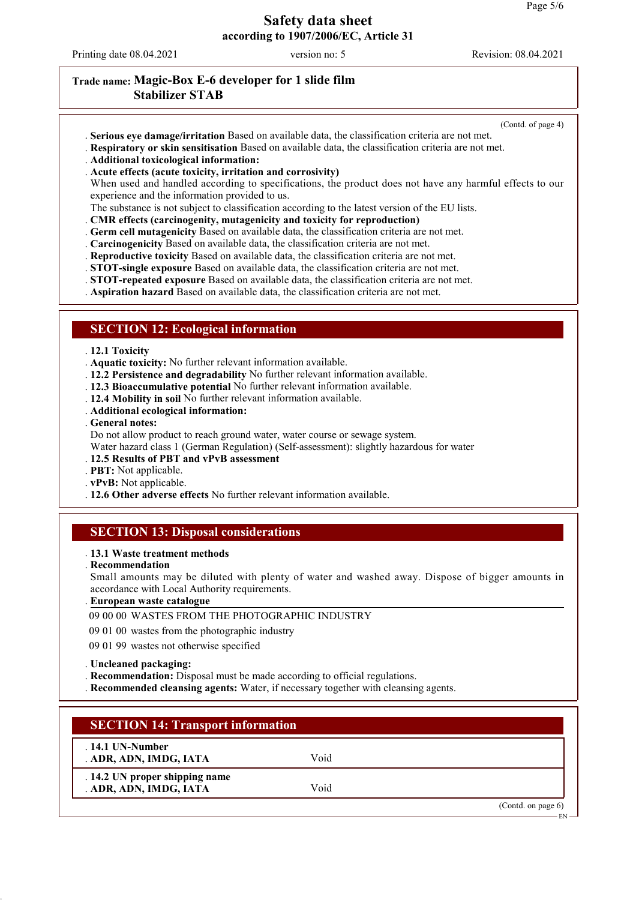Trade name: **Magic-Box E-6 developer for 1 slide film Stabilizer STAB**

(Contd. of page 4)

- **Serious eye damage/irritation** Based on available data, the classification criteria are not met.
- **Respiratory or skin sensitisation** Based on available data, the classification criteria are not met.
- **Additional toxicological information:**
- **Acute effects (acute toxicity, irritation and corrosivity)**
  When used and handled according to specifications, the product does not have any harmful effects to our experience and the information provided to us.
  The substance is not subject to classification according to the latest version of the EU lists.
- **CMR effects (carcinogenity, mutagenicity and toxicity for reproduction)**
- **Germ cell mutagenicity** Based on available data, the classification criteria are not met.
- **Carcinogenicity** Based on available data, the classification criteria are not met.
- **Reproductive toxicity** Based on available data, the classification criteria are not met.
- **STOT-single exposure** Based on available data, the classification criteria are not met.
- **STOT-repeated exposure** Based on available data, the classification criteria are not met.
- **Aspiration hazard** Based on available data, the classification criteria are not met.

## SECTION 12: Ecological information

- **12.1 Toxicity**
- **Aquatic toxicity:** No further relevant information available.
- **12.2 Persistence and degradability** No further relevant information available.
- **12.3 Bioaccumulative potential** No further relevant information available.
- **12.4 Mobility in soil** No further relevant information available.
- **Additional ecological information:**
- **General notes:**
  Do not allow product to reach ground water, water course or sewage system.
  Water hazard class 1 (German Regulation) (Self-assessment): slightly hazardous for water
- **12.5 Results of PBT and vPvB assessment**
- **PBT:** Not applicable.
- **vPvB:** Not applicable.
- **12.6 Other adverse effects** No further relevant information available.

## SECTION 13: Disposal considerations

- **13.1 Waste treatment methods**
- **Recommendation**
  Small amounts may be diluted with plenty of water and washed away. Dispose of bigger amounts in accordance with Local Authority requirements.
- **European waste catalogue**

09 00 00 WASTES FROM THE PHOTOGRAPHIC INDUSTRY

09 01 00 wastes from the photographic industry

09 01 99 wastes not otherwise specified

- **Uncleaned packaging:**
- **Recommendation:** Disposal must be made according to official regulations.
- **Recommended cleansing agents:** Water, if necessary together with cleansing agents.

## SECTION 14: Transport information

| | |
|---|---|
| **14.1 UN-Number**<br>**ADR, ADN, IMDG, IATA** | Void |
| **14.2 UN proper shipping name**<br>**ADR, ADN, IMDG, IATA** | Void |

(Contd. on page 6)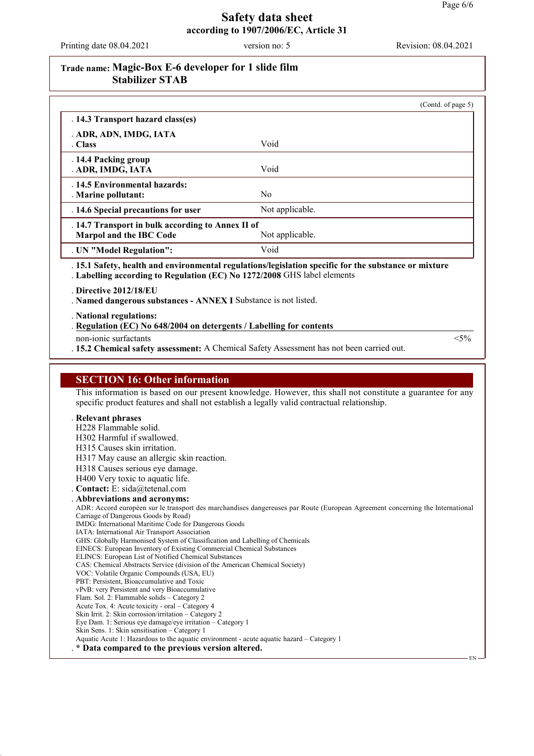**Trade name: Magic-Box E-6 developer for 1 slide film Stabilizer STAB**

(Contd. of page 5)

| | |
|---|---|
| **14.3 Transport hazard class(es)** | |
| **ADR, ADN, IMDG, IATA** | |
| **Class** | Void |
| **14.4 Packing group** | |
| **ADR, IMDG, IATA** | Void |
| **14.5 Environmental hazards:** | |
| **Marine pollutant:** | No |
| **14.6 Special precautions for user** | Not applicable. |
| **14.7 Transport in bulk according to Annex II of Marpol and the IBC Code** | Not applicable. |
| **UN "Model Regulation":** | Void |

**15.1 Safety, health and environmental regulations/legislation specific for the substance or mixture**
**Labelling according to Regulation (EC) No 1272/2008** GHS label elements

**Directive 2012/18/EU**
**Named dangerous substances - ANNEX I** Substance is not listed.

**National regulations:**
**Regulation (EC) No 648/2004 on detergents / Labelling for contents**

| | |
|---|---|
| non-ionic surfactants | <5% |

**15.2 Chemical safety assessment:** A Chemical Safety Assessment has not been carried out.

## SECTION 16: Other information

This information is based on our present knowledge. However, this shall not constitute a guarantee for any specific product features and shall not establish a legally valid contractual relationship.

**Relevant phrases**
H228 Flammable solid.
H302 Harmful if swallowed.
H315 Causes skin irritation.
H317 May cause an allergic skin reaction.
H318 Causes serious eye damage.
H400 Very toxic to aquatic life.

**Contact:** E: sida@tetenal.com

**Abbreviations and acronyms:**
ADR: Accord européen sur le transport des marchandises dangereuses par Route (European Agreement concerning the International Carriage of Dangerous Goods by Road)
IMDG: International Maritime Code for Dangerous Goods
IATA: International Air Transport Association
GHS: Globally Harmonised System of Classification and Labelling of Chemicals
EINECS: European Inventory of Existing Commercial Chemical Substances
ELINCS: European List of Notified Chemical Substances
CAS: Chemical Abstracts Service (division of the American Chemical Society)
VOC: Volatile Organic Compounds (USA, EU)
PBT: Persistent, Bioaccumulative and Toxic
vPvB: very Persistent and very Bioaccumulative
Flam. Sol. 2: Flammable solids – Category 2
Acute Tox. 4: Acute toxicity - oral – Category 4
Skin Irrit. 2: Skin corrosion/irritation – Category 2
Eye Dam. 1: Serious eye damage/eye irritation – Category 1
Skin Sens. 1: Skin sensitisation – Category 1
Aquatic Acute 1: Hazardous to the aquatic environment - acute aquatic hazard – Category 1

**\* Data compared to the previous version altered.**